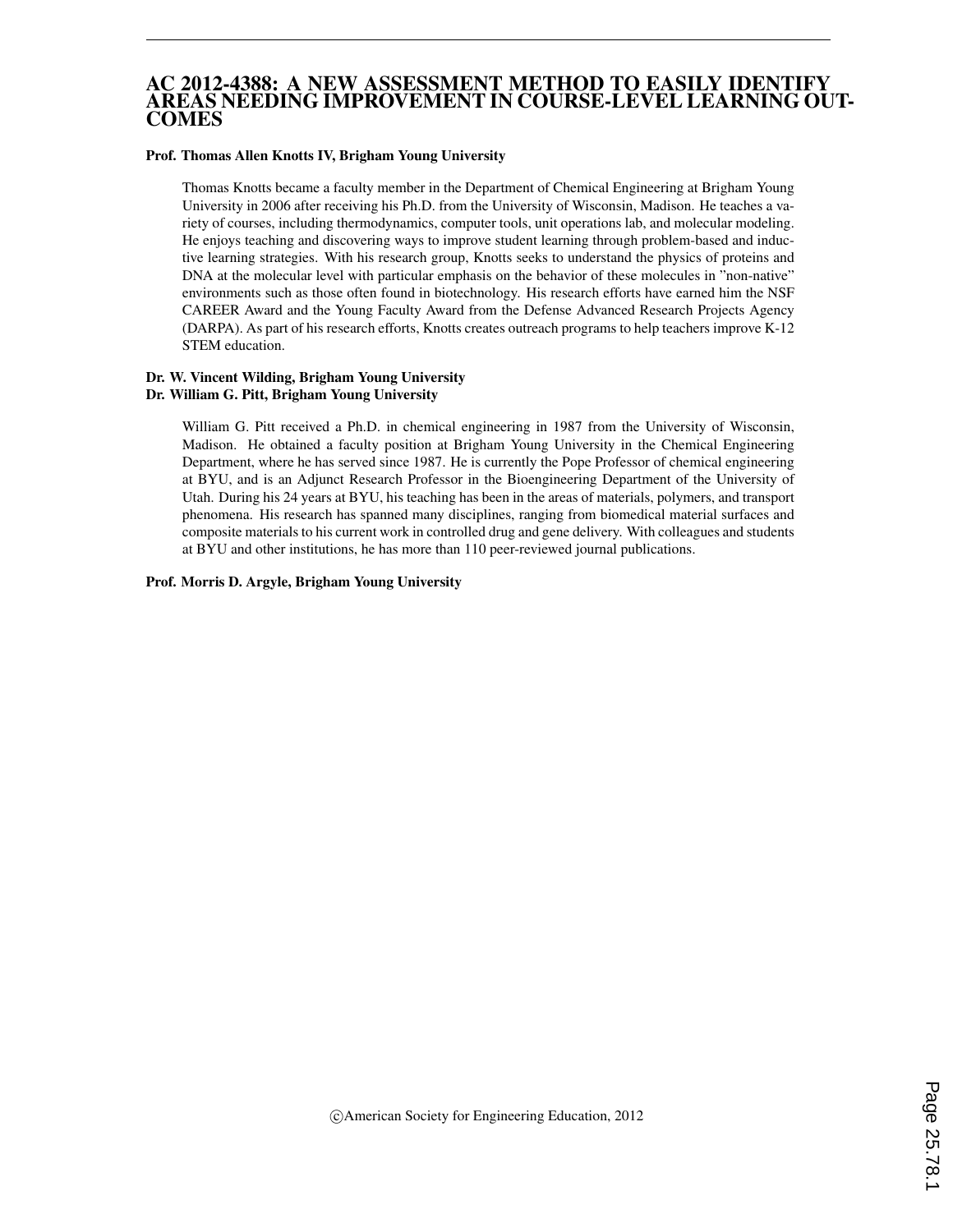# AC 2012-4388: A NEW ASSESSMENT METHOD TO EASILY IDENTIFY AREAS NEEDING IMPROVEMENT IN COURSE-LEVEL LEARNING OUTCOMES

**Prof. Thomas Allen Knotts IV, Brigham Young University**

Thomas Knotts became a faculty member in the Department of Chemical Engineering at Brigham Young University in 2006 after receiving his Ph.D. from the University of Wisconsin, Madison. He teaches a variety of courses, including thermodynamics, computer tools, unit operations lab, and molecular modeling. He enjoys teaching and discovering ways to improve student learning through problem-based and inductive learning strategies. With his research group, Knotts seeks to understand the physics of proteins and DNA at the molecular level with particular emphasis on the behavior of these molecules in "non-native" environments such as those often found in biotechnology. His research efforts have earned him the NSF CAREER Award and the Young Faculty Award from the Defense Advanced Research Projects Agency (DARPA). As part of his research efforts, Knotts creates outreach programs to help teachers improve K-12 STEM education.

**Dr. W. Vincent Wilding, Brigham Young University**

**Dr. William G. Pitt, Brigham Young University**

William G. Pitt received a Ph.D. in chemical engineering in 1987 from the University of Wisconsin, Madison. He obtained a faculty position at Brigham Young University in the Chemical Engineering Department, where he has served since 1987. He is currently the Pope Professor of chemical engineering at BYU, and is an Adjunct Research Professor in the Bioengineering Department of the University of Utah. During his 24 years at BYU, his teaching has been in the areas of materials, polymers, and transport phenomena. His research has spanned many disciplines, ranging from biomedical material surfaces and composite materials to his current work in controlled drug and gene delivery. With colleagues and students at BYU and other institutions, he has more than 110 peer-reviewed journal publications.

**Prof. Morris D. Argyle, Brigham Young University**

©American Society for Engineering Education, 2012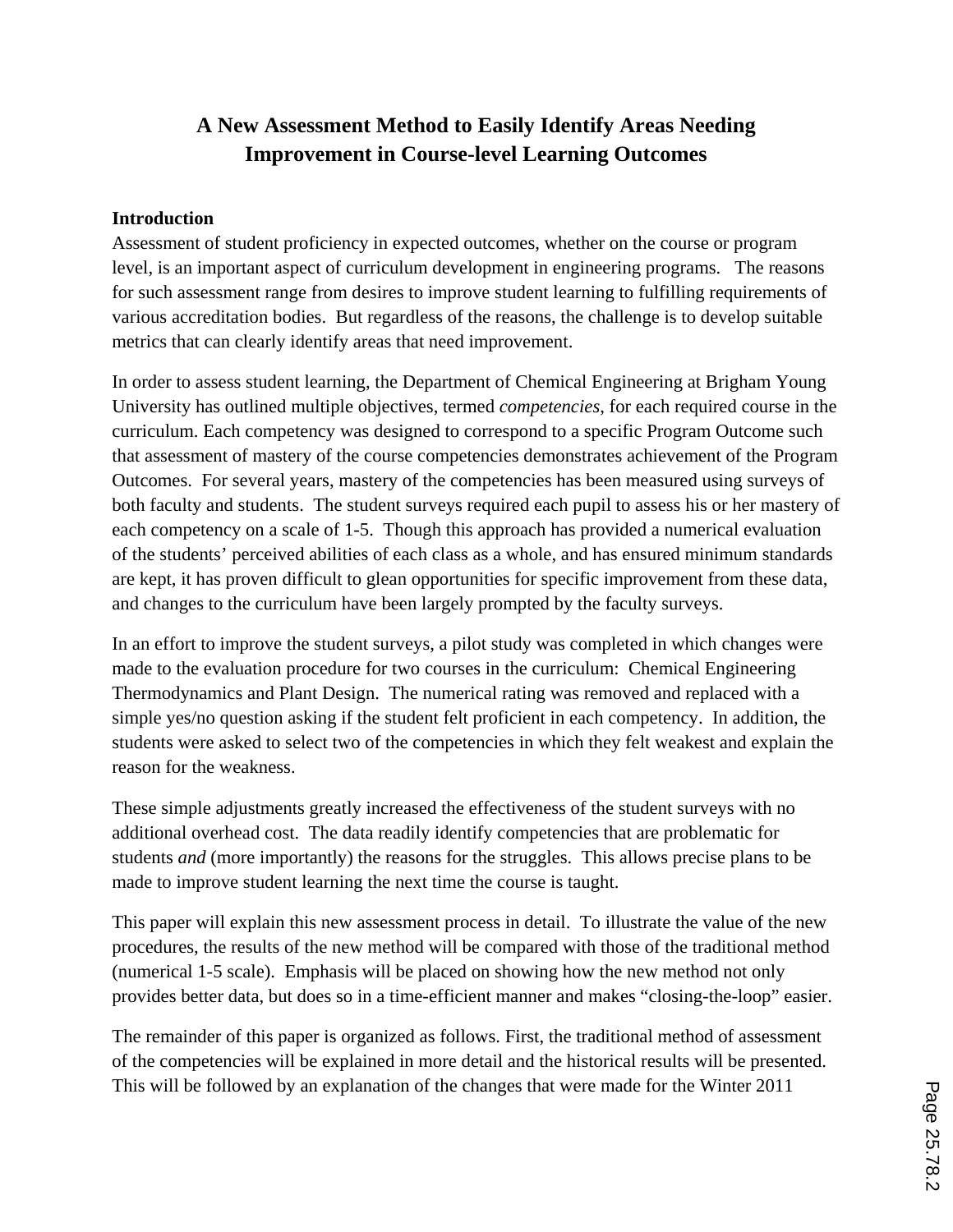# A New Assessment Method to Easily Identify Areas Needing Improvement in Course-level Learning Outcomes

## Introduction

Assessment of student proficiency in expected outcomes, whether on the course or program level, is an important aspect of curriculum development in engineering programs. The reasons for such assessment range from desires to improve student learning to fulfilling requirements of various accreditation bodies. But regardless of the reasons, the challenge is to develop suitable metrics that can clearly identify areas that need improvement.

In order to assess student learning, the Department of Chemical Engineering at Brigham Young University has outlined multiple objectives, termed *competencies*, for each required course in the curriculum. Each competency was designed to correspond to a specific Program Outcome such that assessment of mastery of the course competencies demonstrates achievement of the Program Outcomes. For several years, mastery of the competencies has been measured using surveys of both faculty and students. The student surveys required each pupil to assess his or her mastery of each competency on a scale of 1-5. Though this approach has provided a numerical evaluation of the students' perceived abilities of each class as a whole, and has ensured minimum standards are kept, it has proven difficult to glean opportunities for specific improvement from these data, and changes to the curriculum have been largely prompted by the faculty surveys.

In an effort to improve the student surveys, a pilot study was completed in which changes were made to the evaluation procedure for two courses in the curriculum: Chemical Engineering Thermodynamics and Plant Design. The numerical rating was removed and replaced with a simple yes/no question asking if the student felt proficient in each competency. In addition, the students were asked to select two of the competencies in which they felt weakest and explain the reason for the weakness.

These simple adjustments greatly increased the effectiveness of the student surveys with no additional overhead cost. The data readily identify competencies that are problematic for students *and* (more importantly) the reasons for the struggles. This allows precise plans to be made to improve student learning the next time the course is taught.

This paper will explain this new assessment process in detail. To illustrate the value of the new procedures, the results of the new method will be compared with those of the traditional method (numerical 1-5 scale). Emphasis will be placed on showing how the new method not only provides better data, but does so in a time-efficient manner and makes "closing-the-loop" easier.

The remainder of this paper is organized as follows. First, the traditional method of assessment of the competencies will be explained in more detail and the historical results will be presented. This will be followed by an explanation of the changes that were made for the Winter 2011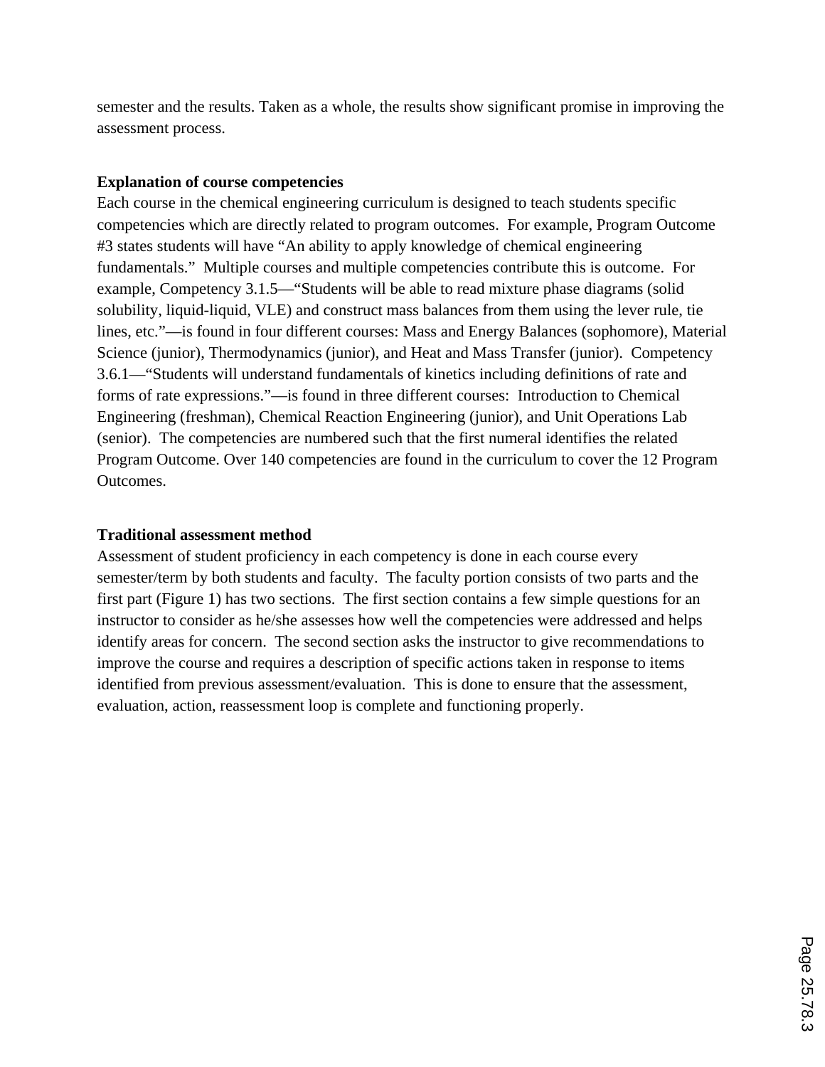semester and the results. Taken as a whole, the results show significant promise in improving the assessment process.

**Explanation of course competencies**

Each course in the chemical engineering curriculum is designed to teach students specific competencies which are directly related to program outcomes. For example, Program Outcome #3 states students will have "An ability to apply knowledge of chemical engineering fundamentals." Multiple courses and multiple competencies contribute this is outcome. For example, Competency 3.1.5—"Students will be able to read mixture phase diagrams (solid solubility, liquid-liquid, VLE) and construct mass balances from them using the lever rule, tie lines, etc."—is found in four different courses: Mass and Energy Balances (sophomore), Material Science (junior), Thermodynamics (junior), and Heat and Mass Transfer (junior). Competency 3.6.1—"Students will understand fundamentals of kinetics including definitions of rate and forms of rate expressions."—is found in three different courses: Introduction to Chemical Engineering (freshman), Chemical Reaction Engineering (junior), and Unit Operations Lab (senior). The competencies are numbered such that the first numeral identifies the related Program Outcome. Over 140 competencies are found in the curriculum to cover the 12 Program Outcomes.

**Traditional assessment method**

Assessment of student proficiency in each competency is done in each course every semester/term by both students and faculty. The faculty portion consists of two parts and the first part (Figure 1) has two sections. The first section contains a few simple questions for an instructor to consider as he/she assesses how well the competencies were addressed and helps identify areas for concern. The second section asks the instructor to give recommendations to improve the course and requires a description of specific actions taken in response to items identified from previous assessment/evaluation. This is done to ensure that the assessment, evaluation, action, reassessment loop is complete and functioning properly.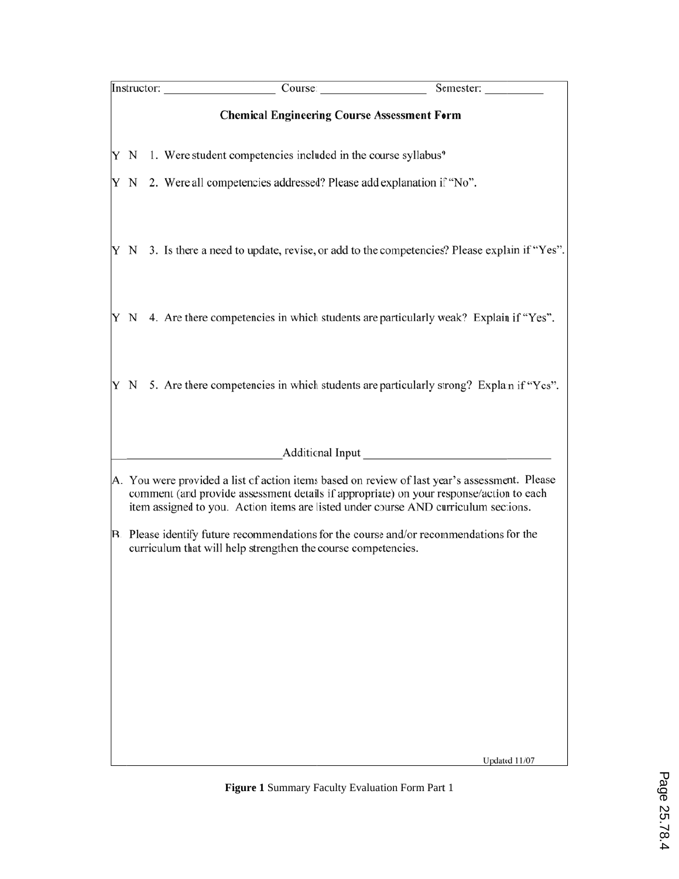Instructor: ________________ Course: ________________ Semester: __________

**Chemical Engineering Course Assessment Form**

Y N 1. Were student competencies included in the course syllabus?

Y N 2. Were all competencies addressed? Please add explanation if "No".

Y N 3. Is there a need to update, revise, or add to the competencies? Please explain if "Yes".

Y N 4. Are there competencies in which students are particularly weak? Explain if "Yes".

Y N 5. Are there competencies in which students are particularly strong? Explain if "Yes".

Additional Input

A. You were provided a list of action items based on review of last year's assessment. Please comment (and provide assessment details if appropriate) on your response/action to each item assigned to you. Action items are listed under course AND curriculum sections.

B. Please identify future recommendations for the course and/or recommendations for the curriculum that will help strengthen the course competencies.

Updated 11/07

**Figure 1** Summary Faculty Evaluation Form Part 1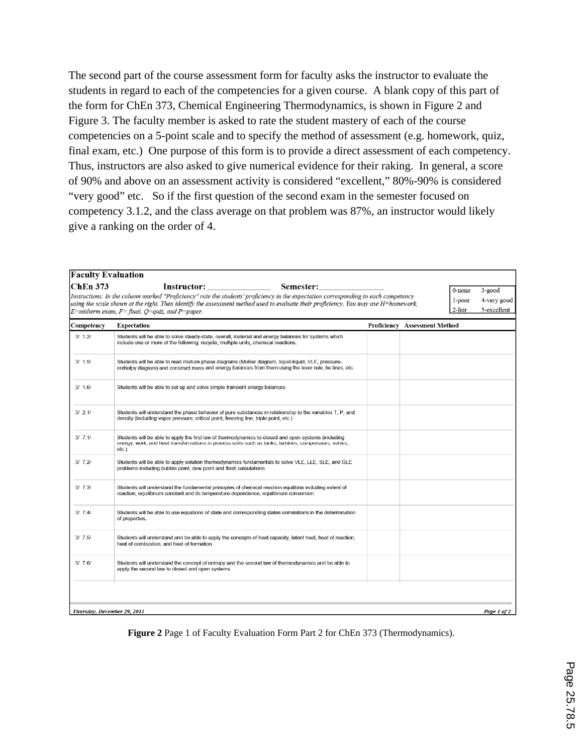The second part of the course assessment form for faculty asks the instructor to evaluate the students in regard to each of the competencies for a given course. A blank copy of this part of the form for ChEn 373, Chemical Engineering Thermodynamics, is shown in Figure 2 and Figure 3. The faculty member is asked to rate the student mastery of each of the course competencies on a 5-point scale and to specify the method of assessment (e.g. homework, quiz, final exam, etc.) One purpose of this form is to provide a direct assessment of each competency. Thus, instructors are also asked to give numerical evidence for their raking. In general, a score of 90% and above on an assessment activity is considered "excellent," 80%-90% is considered "very good" etc. So if the first question of the second exam in the semester focused on competency 3.1.2, and the class average on that problem was 87%, an instructor would likely give a ranking on the order of 4.

**Faculty Evaluation**

**ChEn 373** **Instructor:** _______________ **Semester:** _______________

*Instructions: In the column marked "Proficiency" rate the students' proficiency in the expectation corresponding to each competency using the scale shown at the right. Then identify the assessment method used to evaluate their proficiency. You may use H=homework, E=midterm exam, F= final, Q=quiz, and P=paper.*

| | |
|---|---|
| 0-none | 3-good |
| 1-poor | 4-very good |
| 2-fair | 5-excellent |

| Competency | Expectation | Proficiency | Assessment Method |
|---|---|---|---|
| 3/ 1.2/ | Students will be able to solve steady-state, overall, material and energy balances for systems which include one or more of the following: recycle, multiple units, chemical reactions. | | |
| 3/ 1.5/ | Students will be able to read mixture phase diagrams (Mollier diagram, liquid-liquid, VLE, pressure-enthalpy diagram) and construct mass and energy balances from them using the lever rule, tie lines, etc. | | |
| 3/ 1.6/ | Students will be able to set up and solve simple transient energy balances. | | |
| 3/ 2.1/ | Students will understand the phase behavior of pure substances in relationship to the variables T, P, and density (including vapor pressure, critical point, freezing line, triple point, etc.) | | |
| 3/ 7.1/ | Students will be able to apply the first law of thermodynamics to closed and open systems (including energy, work, and heat transformations in process units such as tanks, turbines, compressors, valves, etc.). | | |
| 3/ 7.2/ | Students will be able to apply solution thermodynamics fundamentals to solve VLE, LLE, SLE, and GLE problems including bubble point, dew point and flash calculations. | | |
| 3/ 7.3/ | Students will understand the fundamental principles of chemical reaction equilibria including extent of reaction, equilibrium constant and its temperature-dependence, equilibrium conversion. | | |
| 3/ 7.4/ | Students will be able to use equations of state and corresponding states correlations in the determination of properties. | | |
| 3/ 7.5/ | Students will understand and be able to apply the concepts of heat capacity, latent heat, heat of reaction, heat of combustion, and heat of formation. | | |
| 3/ 7.6/ | Students will understand the concept of entropy and the second law of thermodynamics and be able to apply the second law to closed and open systems. | | |

*Thursday, December 29, 2011* *Page 1 of 2*

**Figure 2** Page 1 of Faculty Evaluation Form Part 2 for ChEn 373 (Thermodynamics).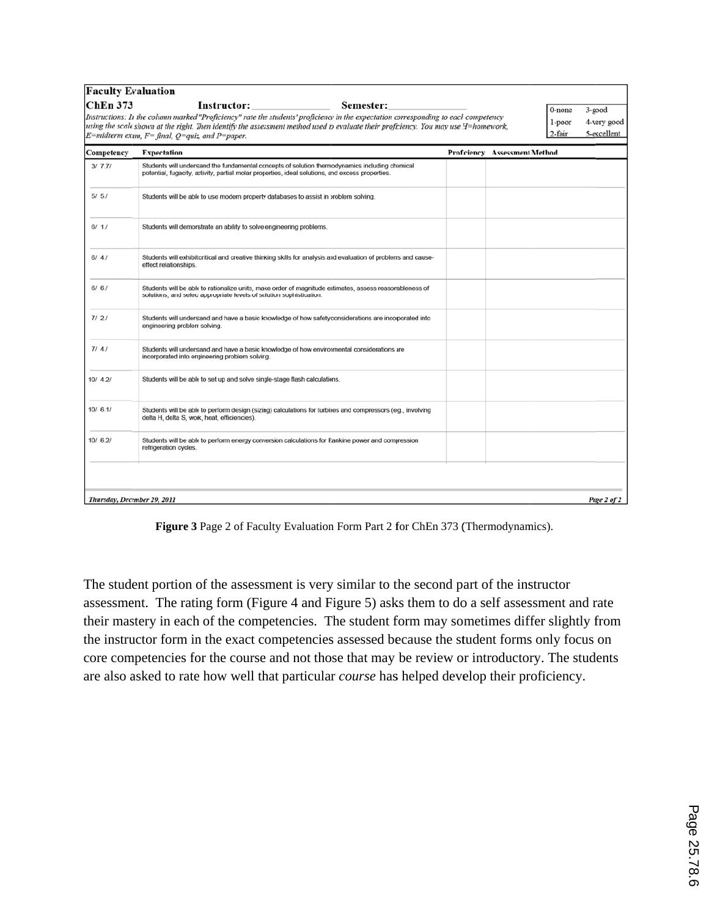**Faculty Evaluation**

**ChEn 373** **Instructor:** ______________ **Semester:** ______________

*Instructions: In the column marked "Proficiency" rate the students' proficiency in the expectation corresponding to each competency using the scale shown at the right. Then identify the assessment method used to evaluate their proficiency. You may use H=homework, E=midterm exam, F=final, Q=quiz, and P=paper.*

| 0-none | 3-good |
|---|---|
| 1-poor | 4-very good |
| 2-fair | 5-excellent |

| Competency | Expectation | Proficiency | Assessment Method |
|---|---|---|---|
| 3/ 7.7/ | Students will undersand the fundamental concepts of solution thermodynamics including chemical potential, fugacity, activity, partial molar properties, ideal solutions, and excess properties. | | |
| 5/ 5./ | Students will be able to use modern property databases to assist in problem solving. | | |
| 6/ 1./ | Students will demonstrate an ability to solve engineering problems. | | |
| 6/ 4./ | Students will exhibit critical and creative thinking skills for analysis and evaluation of problems and cause-effect relationships. | | |
| 6/ 6./ | Students will be able to rationalize units, make order of magnitude estimates, assess reasonableness of solutions, and select appropriate levels of solution sophistication. | | |
| 7/ 2./ | Students will undersand and have a basic knowledge of how safety considerations are incorporated into engineering problem solving. | | |
| 7/ 4./ | Students will undersand and have a basic knowledge of how environmental considerations are incorporated into engineering problem solving. | | |
| 10/ 4.2/ | Students will be able to set up and solve single-stage flash calculations. | | |
| 10/ 6.1/ | Students will be able to perform design (sizing) calculations for turbines and compressors (eg., involving delta H, delta S, work, heat, efficiencies). | | |
| 10/ 6.2/ | Students will be able to perform energy conversion calculations for Rankine power and compression refrigeration cycles. | | |

*Thursday, December 29, 2011* *Page 2 of 2*

**Figure 3** Page 2 of Faculty Evaluation Form Part 2 for ChEn 373 (Thermodynamics).

The student portion of the assessment is very similar to the second part of the instructor assessment. The rating form (Figure 4 and Figure 5) asks them to do a self assessment and rate their mastery in each of the competencies. The student form may sometimes differ slightly from the instructor form in the exact competencies assessed because the student forms only focus on core competencies for the course and not those that may be review or introductory. The students are also asked to rate how well that particular *course* has helped develop their proficiency.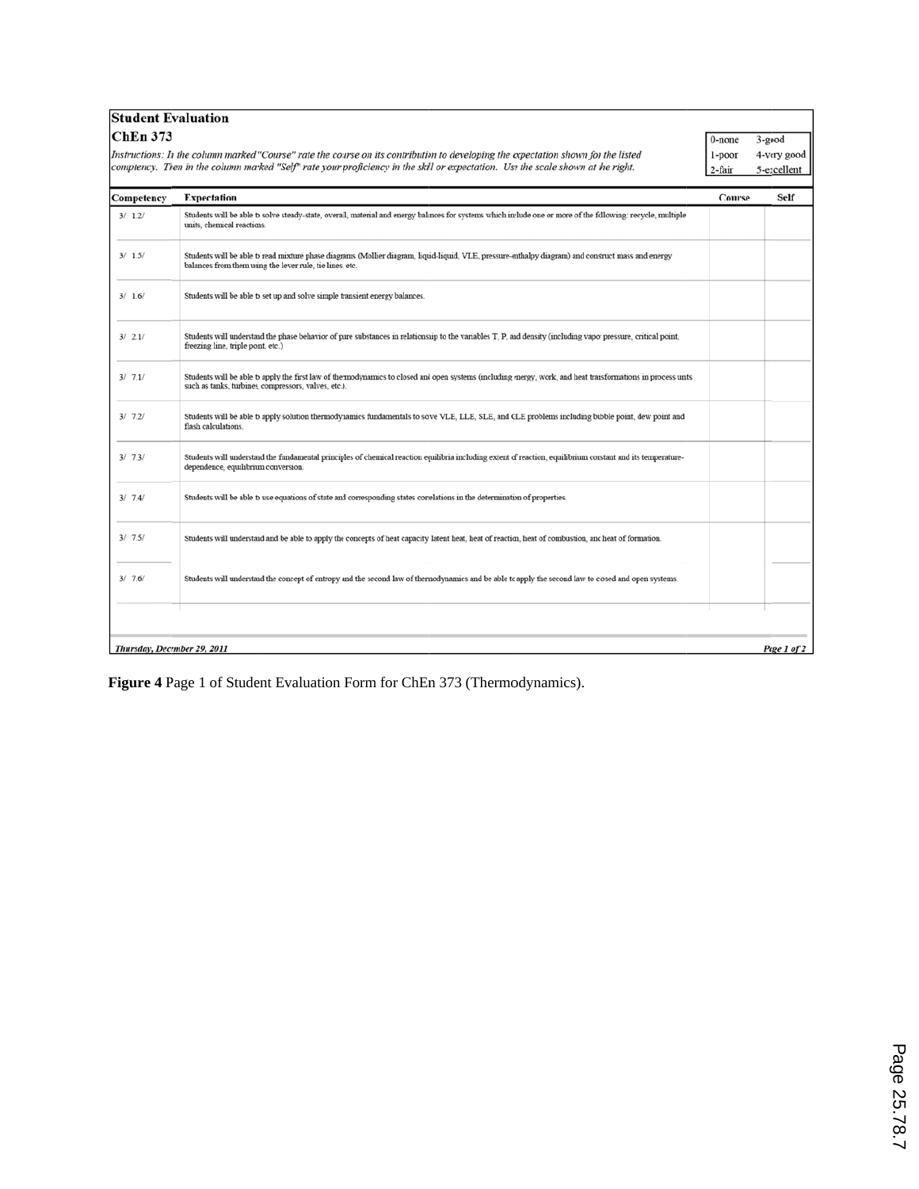**Student Evaluation**

**ChEn 373**

*Instructions: In the column marked "Course" rate the course on its contribution to developing the expectation shown for the listed competency. Then in the column marked "Self" rate your proficiency in the skill or expectation. Use the scale shown at the right.*

| | |
|---|---|
| 0-none | 3-good |
| 1-poor | 4-very good |
| 2-fair | 5-excellent |

| Competency | Expectation | Course | Self |
|---|---|---|---|
| 3/ 1.2/ | Students will be able to solve steady-state, overall, material and energy balances for systems which include one or more of the following: recycle, multiple units, chemical reactions. | | |
| 3/ 1.5/ | Students will be able to read mixture phase diagrams (Mollier diagram, liquid-liquid, VLE, pressure-enthalpy diagram) and construct mass and energy balances from them using the lever rule, tie lines. etc. | | |
| 3/ 1.6/ | Students will be able to set up and solve simple transient energy balances. | | |
| 3/ 2.1/ | Students will understand the phase behavior of pure substances in relationship to the variables T, P, and density (including vapor pressure, critical point, freezing line, triple point, etc.) | | |
| 3/ 7.1/ | Students will be able to apply the first law of thermodynamics to closed and open systems (including energy, work, and heat transformations in process units such as tanks, turbines, compressors, valves, etc.). | | |
| 3/ 7.2/ | Students will be able to apply solution thermodynamics fundamentals to solve VLE, LLE, SLE, and CLE problems including bubble point, dew point and flash calculations. | | |
| 3/ 7.3/ | Students will understand the fundamental principles of chemical reaction equilibria including extent of reaction, equilibrium constant and its temperature-dependence, equilibrium conversion. | | |
| 3/ 7.4/ | Students will be able to use equations of state and corresponding states correlations in the determination of properties. | | |
| 3/ 7.5/ | Students will understand and be able to apply the concepts of heat capacity latent heat, heat of reaction, heat of combustion, and heat of formation. | | |
| 3/ 7.6/ | Students will understand the concept of entropy and the second law of thermodynamics and be able to apply the second law to closed and open systems. | | |

*Thursday, December 29, 2011* *Page 1 of 2*

**Figure 4** Page 1 of Student Evaluation Form for ChEn 373 (Thermodynamics).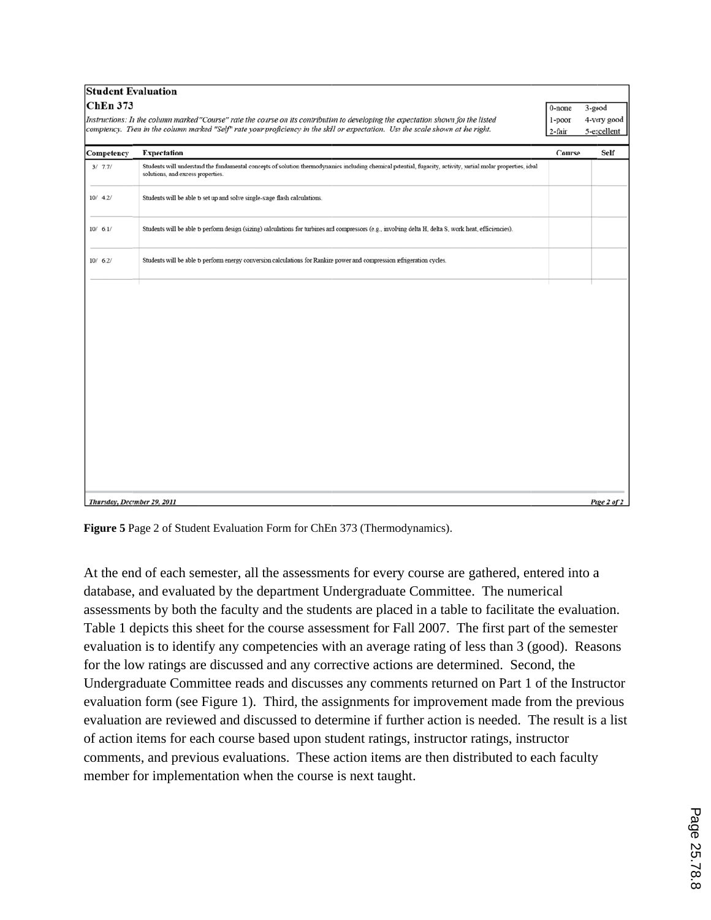**Student Evaluation**

**ChEn 373**

*Instructions: In the column marked "Course" rate the course on its contribution to developing the expectation shown for the listed competency. Then in the column marked "Self" rate your proficiency in the skill or expectation. Use the scale shown at the right.*

| | |
|---|---|
| 0-none | 3-good |
| 1-poor | 4-very good |
| 2-fair | 5-excellent |

| Competency | Expectation | Course | Self |
|---|---|---|---|
| 3/ 7.7/ | Students will understand the fundamental concepts of solution thermodynamics including chemical potential, fugacity, activity, partial molar properties, ideal solutions, and excess properties. | | |
| 10/ 4.2/ | Students will be able to set up and solve single-stage flash calculations. | | |
| 10/ 6.1/ | Students will be able to perform design (sizing) calculations for turbines and compressors (e.g., involving delta H, delta S, work heat, efficiencies). | | |
| 10/ 6.2/ | Students will be able to perform energy conversion calculations for Rankine power and compression refrigeration cycles. | | |

*Thursday, December 29, 2011* *Page 2 of 2*

**Figure 5** Page 2 of Student Evaluation Form for ChEn 373 (Thermodynamics).

At the end of each semester, all the assessments for every course are gathered, entered into a database, and evaluated by the department Undergraduate Committee. The numerical assessments by both the faculty and the students are placed in a table to facilitate the evaluation. Table 1 depicts this sheet for the course assessment for Fall 2007. The first part of the semester evaluation is to identify any competencies with an average rating of less than 3 (good). Reasons for the low ratings are discussed and any corrective actions are determined. Second, the Undergraduate Committee reads and discusses any comments returned on Part 1 of the Instructor evaluation form (see Figure 1). Third, the assignments for improvement made from the previous evaluation are reviewed and discussed to determine if further action is needed. The result is a list of action items for each course based upon student ratings, instructor ratings, instructor comments, and previous evaluations. These action items are then distributed to each faculty member for implementation when the course is next taught.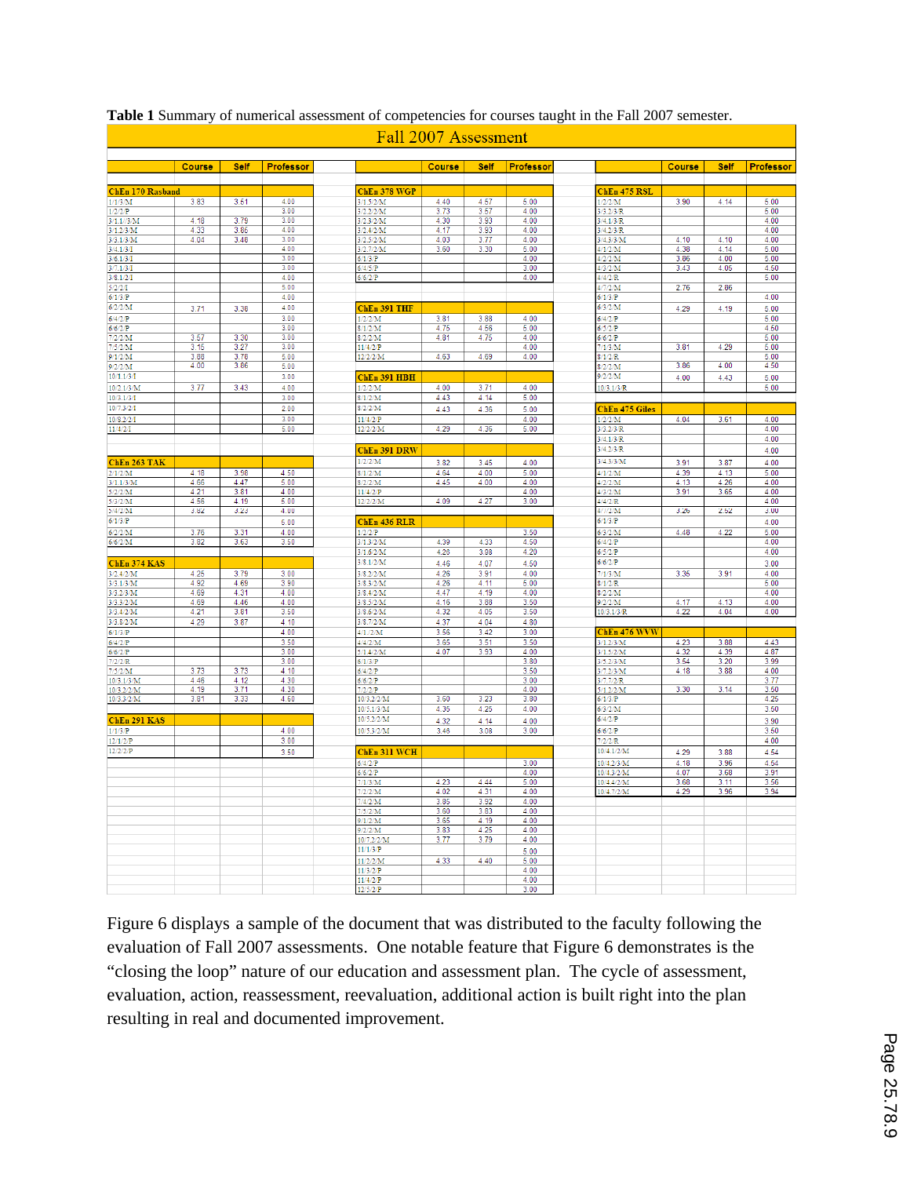**Table 1** Summary of numerical assessment of competencies for courses taught in the Fall 2007 semester.

## Fall 2007 Assessment

| | Course | Self | Professor |
|---|---|---|---|
| **ChEn 170 Rasband** | | | |
| 1/1/3/M | 3.83 | 3.61 | 4.00 |
| 1/2/2/P | | | 3.00 |
| 3/1.1/3/M | 4.18 | 3.79 | 3.00 |
| 3/1.2/3/M | 4.33 | 3.86 | 4.00 |
| 3/3.1/3/M | 4.04 | 3.48 | 3.00 |
| 3/4.1/3/I | | | 4.00 |
| 3/6.1/3/I | | | 3.00 |
| 3/7.1/3/I | | | 3.00 |
| 3/8.1/2/I | | | 4.00 |
| 5/2/2/I | | | 5.00 |
| 6/1/3/P | | | 4.00 |
| 6/2/2/M | 3.71 | 3.38 | 4.00 |
| 6/4/2/P | | | 3.00 |
| 6/6/2/P | | | 3.00 |
| 7/2/2/M | 3.57 | 3.30 | 3.00 |
| 7/5/2/M | 3.15 | 3.27 | 3.00 |
| 9/1/2/M | 3.88 | 3.76 | 5.00 |
| 9/2/2/M | 4.00 | 3.86 | 5.00 |
| 10/1.1/3/I | | | 3.00 |
| 10/2.1/3/M | 3.77 | 3.43 | 4.00 |
| 10/3.1/3/I | | | 3.00 |
| 10/7.3/2/I | | | 2.00 |
| 10/8.2/2/I | | | 3.00 |
| 11/4/2/I | | | 5.00 |
| **ChEn 263 TAK** | | | |
| 2/1/2/M | 4.18 | 3.98 | 4.50 |
| 3/1.1/3/M | 4.66 | 4.47 | 5.00 |
| 5/2/2/M | 4.21 | 3.81 | 4.00 |
| 5/3/2/M | 4.56 | 4.19 | 5.00 |
| 5/4/2/M | 3.82 | 3.23 | 4.00 |
| 6/1/3/P | | | 5.00 |
| 6/2/2/M | 3.76 | 3.31 | 4.00 |
| 6/6/2/M | 3.82 | 3.63 | 3.50 |
| **ChEn 374 KAS** | | | |
| 3/2.4/2/M | 4.25 | 3.79 | 3.00 |
| 3/3.1/3/M | 4.92 | 4.69 | 3.90 |
| 3/3.2/3/M | 4.69 | 4.31 | 4.00 |
| 3/3.3/2/M | 4.69 | 4.46 | 4.00 |
| 3/3.4/2/M | 4.21 | 3.81 | 3.50 |
| 3/3.8/2/M | 4.29 | 3.87 | 4.10 |
| 6/1/3/P | | | 4.00 |
| 6/4/2/P | | | 3.50 |
| 6/6/2/P | | | 3.00 |
| 7/2/2/R | | | 3.00 |
| 7/5/2/M | 3.73 | 3.73 | 4.10 |
| 10/3.1/3/M | 4.46 | 4.12 | 4.30 |
| 10/3.2/2/M | 4.19 | 3.71 | 4.30 |
| 10/3.3/2/M | 3.81 | 3.33 | 4.60 |
| **ChEn 291 KAS** | | | |
| 1/1/3/P | | | 4.00 |
| 12/1/2/P | | | 3.00 |
| 12/2/2/P | | | 3.50 |

| | Course | Self | Professor |
|---|---|---|---|
| **ChEn 378 WGP** | | | |
| 3/1.5/2/M | 4.40 | 4.57 | 5.00 |
| 3/2.2/2/M | 3.73 | 3.57 | 4.00 |
| 3/2.3/2/M | 4.30 | 3.93 | 4.00 |
| 3/2.4/2/M | 4.17 | 3.93 | 4.00 |
| 3/2.5/2/M | 4.03 | 3.77 | 4.00 |
| 3/2.7/2/M | 3.60 | 3.30 | 5.00 |
| 6/1/3/P | | | 4.00 |
| 6/4/5/P | | | 3.00 |
| 6/6/2/P | | | 4.00 |
| **ChEn 391 THF** | | | |
| 1/2/2/M | 3.81 | 3.88 | 4.00 |
| 8/1/2/M | 4.75 | 4.56 | 5.00 |
| 8/2/2/M | 4.81 | 4.75 | 4.00 |
| 11/4/2/P | | | 4.00 |
| 12/2/2/M | 4.63 | 4.69 | 4.00 |
| **ChEn 391 HBH** | | | |
| 1/2/2/M | 4.00 | 3.71 | 4.00 |
| 8/1/2/M | 4.43 | 4.14 | 5.00 |
| 8/2/2/M | 4.43 | 4.36 | 5.00 |
| 11/4/2/P | | | 4.00 |
| 12/2/2/M | 4.29 | 4.36 | 5.00 |
| **ChEn 391 DRW** | | | |
| 1/2/2/M | 3.82 | 3.45 | 4.00 |
| 8/1/2/M | 4.64 | 4.00 | 5.00 |
| 8/2/2/M | 4.45 | 4.00 | 4.00 |
| 11/4/2/P | | | 4.00 |
| 12/2/2/M | 4.09 | 4.27 | 3.00 |
| **ChEn 436 RLR** | | | |
| 1/2/2/P | | | 3.50 |
| 3/1.3/2/M | 4.39 | 4.33 | 4.50 |
| 3/1.6/2/M | 4.28 | 3.98 | 4.20 |
| 3/8.1/2/M | 4.46 | 4.07 | 4.50 |
| 3/8.2/2/M | 4.26 | 3.91 | 4.00 |
| 3/8.3/2/M | 4.26 | 4.11 | 5.00 |
| 3/8.4/2/M | 4.47 | 4.19 | 4.00 |
| 3/8.5/2/M | 4.16 | 3.88 | 3.50 |
| 3/8.6/2/M | 4.32 | 4.05 | 3.50 |
| 3/8.7/2/M | 4.37 | 4.04 | 4.80 |
| 4/1/2/M | 3.56 | 3.42 | 3.00 |
| 4/4/2/M | 3.65 | 3.51 | 3.50 |
| 5/1.4/2/M | 4.07 | 3.93 | 4.00 |
| 6/1/3/P | | | 3.80 |
| 6/4/2/P | | | 3.50 |
| 6/6/2/P | | | 3.00 |
| 7/2/2/P | | | 4.00 |
| 10/3.2/2/M | 3.60 | 3.23 | 3.80 |
| 10/5.1/3/M | 4.35 | 4.25 | 4.00 |
| 10/5.2/2/M | 4.32 | 4.14 | 4.00 |
| 10/5.3/2/M | 3.46 | 3.08 | 3.00 |
| **ChEn 311 WCH** | | | |
| 6/4/2/P | | | 3.00 |
| 6/6/2/P | | | 4.00 |
| 7/1/3/M | 4.23 | 4.44 | 5.00 |
| 7/2/2/M | 4.02 | 4.31 | 4.00 |
| 7/4/2/M | 3.85 | 3.92 | 4.00 |
| 7/5/2/M | 3.60 | 3.83 | 4.00 |
| 9/1/2/M | 3.65 | 4.19 | 4.00 |
| 9/2/2/M | 3.83 | 4.25 | 4.00 |
| 10/7.2/2/M | 3.77 | 3.79 | 4.00 |
| 11/1/3/P | | | 5.00 |
| 11/2/2/M | 4.33 | 4.40 | 5.00 |
| 11/3/2/P | | | 4.00 |
| 11/4/2/P | | | 4.00 |
| 12/5/2/P | | | 3.00 |

| | Course | Self | Professor |
|---|---|---|---|
| **ChEn 475 RSL** | | | |
| 1/2/2/M | 3.90 | 4.14 | 5.00 |
| 3/3.2/3/R | | | 5.00 |
| 3/4.1/3/R | | | 4.00 |
| 3/4.2/3/R | | | 4.00 |
| 3/4.3/3/M | 4.10 | 4.10 | 4.00 |
| 4/1/2/M | 4.38 | 4.14 | 5.00 |
| 4/2/2/M | 3.86 | 4.00 | 5.00 |
| 4/3/2/M | 3.43 | 4.05 | 4.50 |
| 4/4/2/R | | | 5.00 |
| 4/7/2/M | 2.76 | 2.86 | |
| 6/1/3/P | | | 4.00 |
| 6/3/2/M | 4.29 | 4.19 | 5.00 |
| 6/4/2/P | | | 5.00 |
| 6/5/2/P | | | 4.50 |
| 6/6/2/P | | | 5.00 |
| 7/1/3/M | 3.81 | 4.29 | 5.00 |
| 8/1/2/R | | | 5.00 |
| 8/2/2/M | 3.86 | 4.00 | 4.50 |
| 9/2/2/M | 4.00 | 4.43 | 5.00 |
| 10/3.1/3/R | | | 5.00 |
| **ChEn 475 Giles** | | | |
| 1/2/2/M | 4.04 | 3.61 | 4.00 |
| 3/3.2/3/R | | | 4.00 |
| 3/4.1/3/R | | | 4.00 |
| 3/4.2/3/R | | | 4.00 |
| 3/4.3/3/M | 3.91 | 3.87 | 4.00 |
| 4/1/2/M | 4.39 | 4.13 | 5.00 |
| 4/2/2/M | 4.13 | 4.26 | 4.00 |
| 4/3/2/M | 3.91 | 3.65 | 4.00 |
| 4/4/2/R | | | 4.00 |
| 4/7/2/M | 3.26 | 2.52 | 3.00 |
| 6/1/3/P | | | 4.00 |
| 6/3/2/M | 4.48 | 4.22 | 5.00 |
| 6/4/2/P | | | 4.00 |
| 6/5/2/P | | | 4.00 |
| 6/6/2/P | | | 3.00 |
| 7/1/3/M | 3.36 | 3.91 | 4.00 |
| 8/1/2/R | | | 5.00 |
| 8/2/2/M | | | 4.00 |
| 9/2/2/M | 4.17 | 4.13 | 4.00 |
| 10/3.1/3/R | 4.22 | 4.04 | 4.00 |
| **ChEn 476 WVW** | | | |
| 3/1.2/3/M | 4.23 | 3.88 | 4.43 |
| 3/1.5/2/M | 4.32 | 4.39 | 4.87 |
| 3/5.2/3/M | 3.54 | 3.20 | 3.99 |
| 3/7.2/3/M | 4.18 | 3.88 | 4.00 |
| 3/7.7/2/R | | | 3.77 |
| 5/1.2/2/M | 3.30 | 3.14 | 3.50 |
| 6/1/3/P | | | 4.25 |
| 6/3/2/M | | | 3.50 |
| 6/4/2/P | | | 3.90 |
| 6/6/2/P | | | 3.60 |
| 7/2/2/R | | | 4.00 |
| 10/4.1/2/M | 4.29 | 3.88 | 4.54 |
| 10/4.2/3/M | 4.18 | 3.96 | 4.64 |
| 10/4.3/2/M | 4.07 | 3.68 | 3.91 |
| 10/4.4/2/M | 3.68 | 3.11 | 3.56 |
| 10/4.7/2/M | 4.29 | 3.96 | 3.94 |

Figure 6 displays a sample of the document that was distributed to the faculty following the evaluation of Fall 2007 assessments. One notable feature that Figure 6 demonstrates is the "closing the loop" nature of our education and assessment plan. The cycle of assessment, evaluation, action, reassessment, reevaluation, additional action is built right into the plan resulting in real and documented improvement.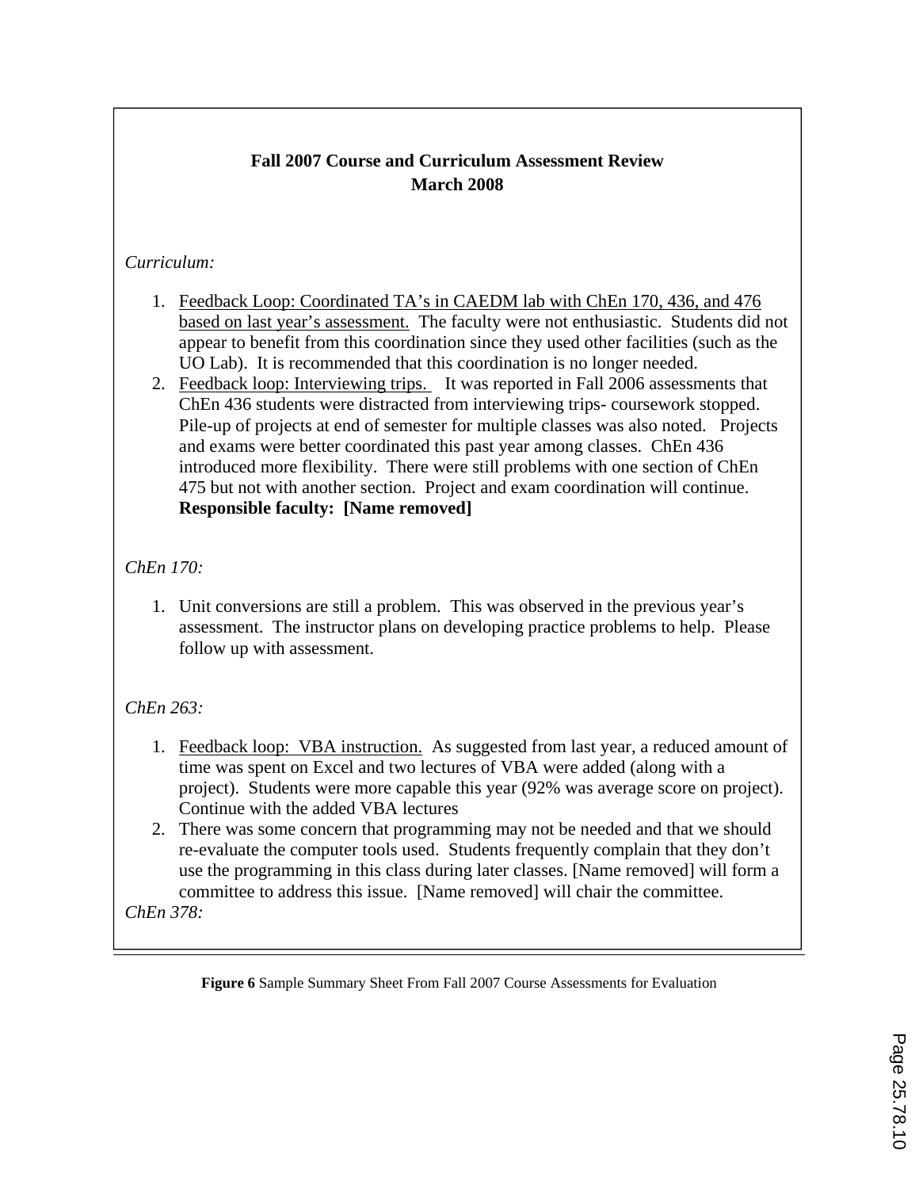**Fall 2007 Course and Curriculum Assessment Review**
**March 2008**

*Curriculum:*

1. <u>Feedback Loop: Coordinated TA's in CAEDM lab with ChEn 170, 436, and 476 based on last year's assessment.</u> The faculty were not enthusiastic. Students did not appear to benefit from this coordination since they used other facilities (such as the UO Lab). It is recommended that this coordination is no longer needed.
2. <u>Feedback loop: Interviewing trips.</u> It was reported in Fall 2006 assessments that ChEn 436 students were distracted from interviewing trips- coursework stopped. Pile-up of projects at end of semester for multiple classes was also noted. Projects and exams were better coordinated this past year among classes. ChEn 436 introduced more flexibility. There were still problems with one section of ChEn 475 but not with another section. Project and exam coordination will continue. **Responsible faculty: [Name removed]**

*ChEn 170:*

1. Unit conversions are still a problem. This was observed in the previous year's assessment. The instructor plans on developing practice problems to help. Please follow up with assessment.

*ChEn 263:*

1. <u>Feedback loop: VBA instruction.</u> As suggested from last year, a reduced amount of time was spent on Excel and two lectures of VBA were added (along with a project). Students were more capable this year (92% was average score on project). Continue with the added VBA lectures
2. There was some concern that programming may not be needed and that we should re-evaluate the computer tools used. Students frequently complain that they don't use the programming in this class during later classes. [Name removed] will form a committee to address this issue. [Name removed] will chair the committee.

*ChEn 378:*

**Figure 6** Sample Summary Sheet From Fall 2007 Course Assessments for Evaluation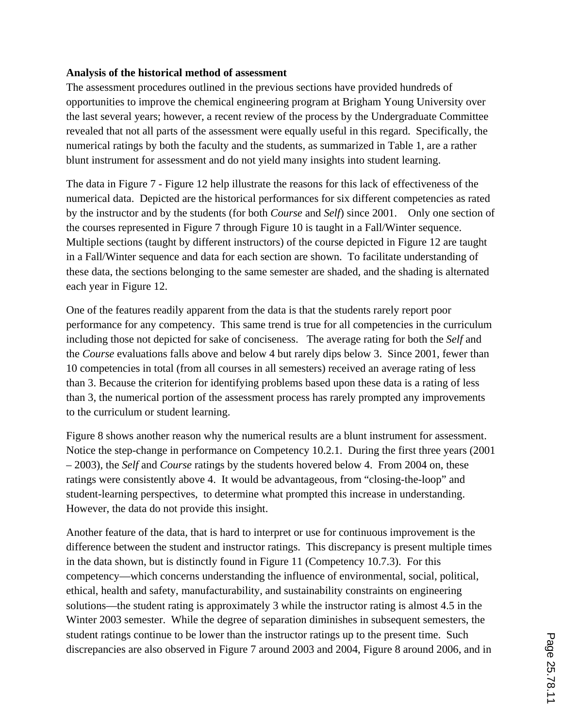**Analysis of the historical method of assessment**

The assessment procedures outlined in the previous sections have provided hundreds of opportunities to improve the chemical engineering program at Brigham Young University over the last several years; however, a recent review of the process by the Undergraduate Committee revealed that not all parts of the assessment were equally useful in this regard. Specifically, the numerical ratings by both the faculty and the students, as summarized in Table 1, are a rather blunt instrument for assessment and do not yield many insights into student learning.

The data in Figure 7 - Figure 12 help illustrate the reasons for this lack of effectiveness of the numerical data. Depicted are the historical performances for six different competencies as rated by the instructor and by the students (for both *Course* and *Self*) since 2001. Only one section of the courses represented in Figure 7 through Figure 10 is taught in a Fall/Winter sequence. Multiple sections (taught by different instructors) of the course depicted in Figure 12 are taught in a Fall/Winter sequence and data for each section are shown. To facilitate understanding of these data, the sections belonging to the same semester are shaded, and the shading is alternated each year in Figure 12.

One of the features readily apparent from the data is that the students rarely report poor performance for any competency. This same trend is true for all competencies in the curriculum including those not depicted for sake of conciseness. The average rating for both the *Self* and the *Course* evaluations falls above and below 4 but rarely dips below 3. Since 2001, fewer than 10 competencies in total (from all courses in all semesters) received an average rating of less than 3. Because the criterion for identifying problems based upon these data is a rating of less than 3, the numerical portion of the assessment process has rarely prompted any improvements to the curriculum or student learning.

Figure 8 shows another reason why the numerical results are a blunt instrument for assessment. Notice the step-change in performance on Competency 10.2.1. During the first three years (2001 – 2003), the *Self* and *Course* ratings by the students hovered below 4. From 2004 on, these ratings were consistently above 4. It would be advantageous, from "closing-the-loop" and student-learning perspectives, to determine what prompted this increase in understanding. However, the data do not provide this insight.

Another feature of the data, that is hard to interpret or use for continuous improvement is the difference between the student and instructor ratings. This discrepancy is present multiple times in the data shown, but is distinctly found in Figure 11 (Competency 10.7.3). For this competency—which concerns understanding the influence of environmental, social, political, ethical, health and safety, manufacturability, and sustainability constraints on engineering solutions—the student rating is approximately 3 while the instructor rating is almost 4.5 in the Winter 2003 semester. While the degree of separation diminishes in subsequent semesters, the student ratings continue to be lower than the instructor ratings up to the present time. Such discrepancies are also observed in Figure 7 around 2003 and 2004, Figure 8 around 2006, and in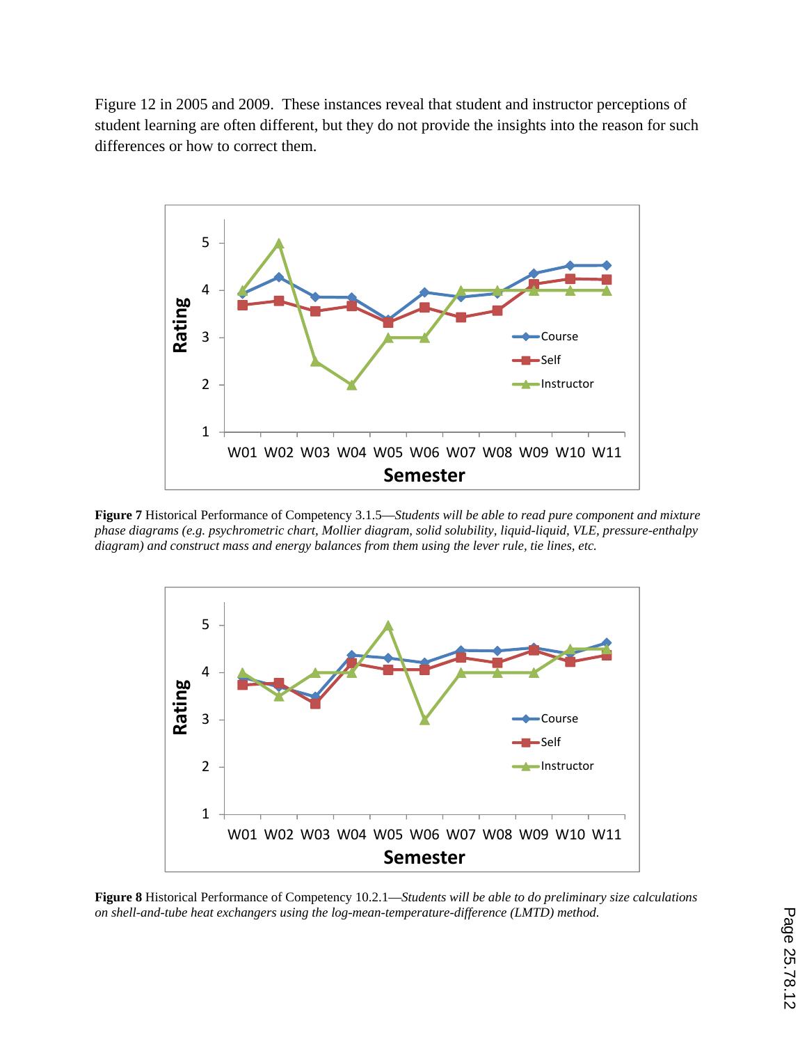Figure 12 in 2005 and 2009. These instances reveal that student and instructor perceptions of student learning are often different, but they do not provide the insights into the reason for such differences or how to correct them.

**Figure 7** Historical Performance of Competency 3.1.5—*Students will be able to read pure component and mixture phase diagrams (e.g. psychrometric chart, Mollier diagram, solid solubility, liquid-liquid, VLE, pressure-enthalpy diagram) and construct mass and energy balances from them using the lever rule, tie lines, etc.*

**Figure 8** Historical Performance of Competency 10.2.1—*Students will be able to do preliminary size calculations on shell-and-tube heat exchangers using the log-mean-temperature-difference (LMTD) method.*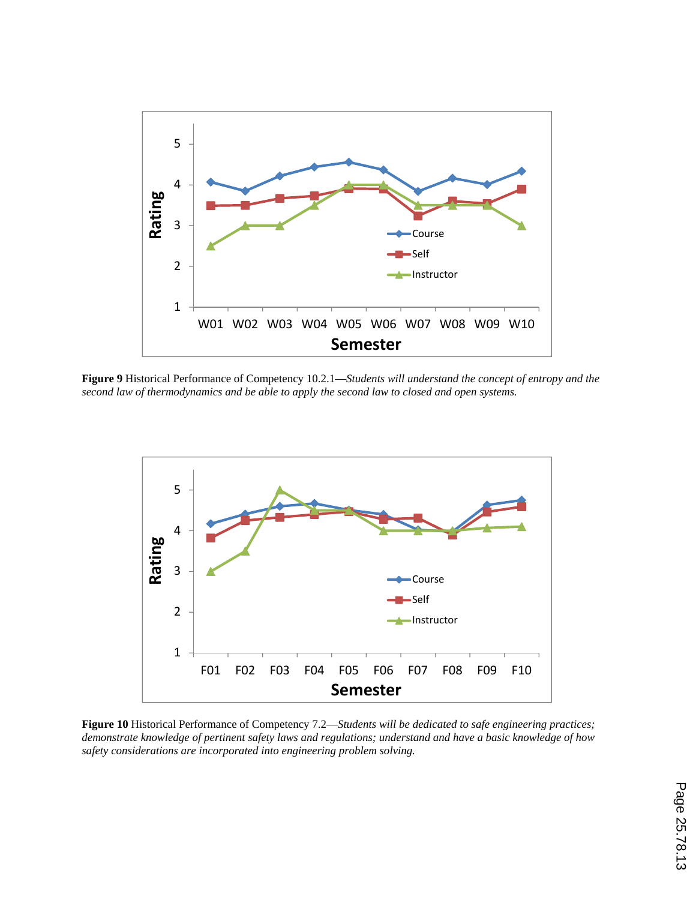**Figure 9** Historical Performance of Competency 10.2.1—*Students will understand the concept of entropy and the second law of thermodynamics and be able to apply the second law to closed and open systems.*

**Figure 10** Historical Performance of Competency 7.2—*Students will be dedicated to safe engineering practices; demonstrate knowledge of pertinent safety laws and regulations; understand and have a basic knowledge of how safety considerations are incorporated into engineering problem solving.*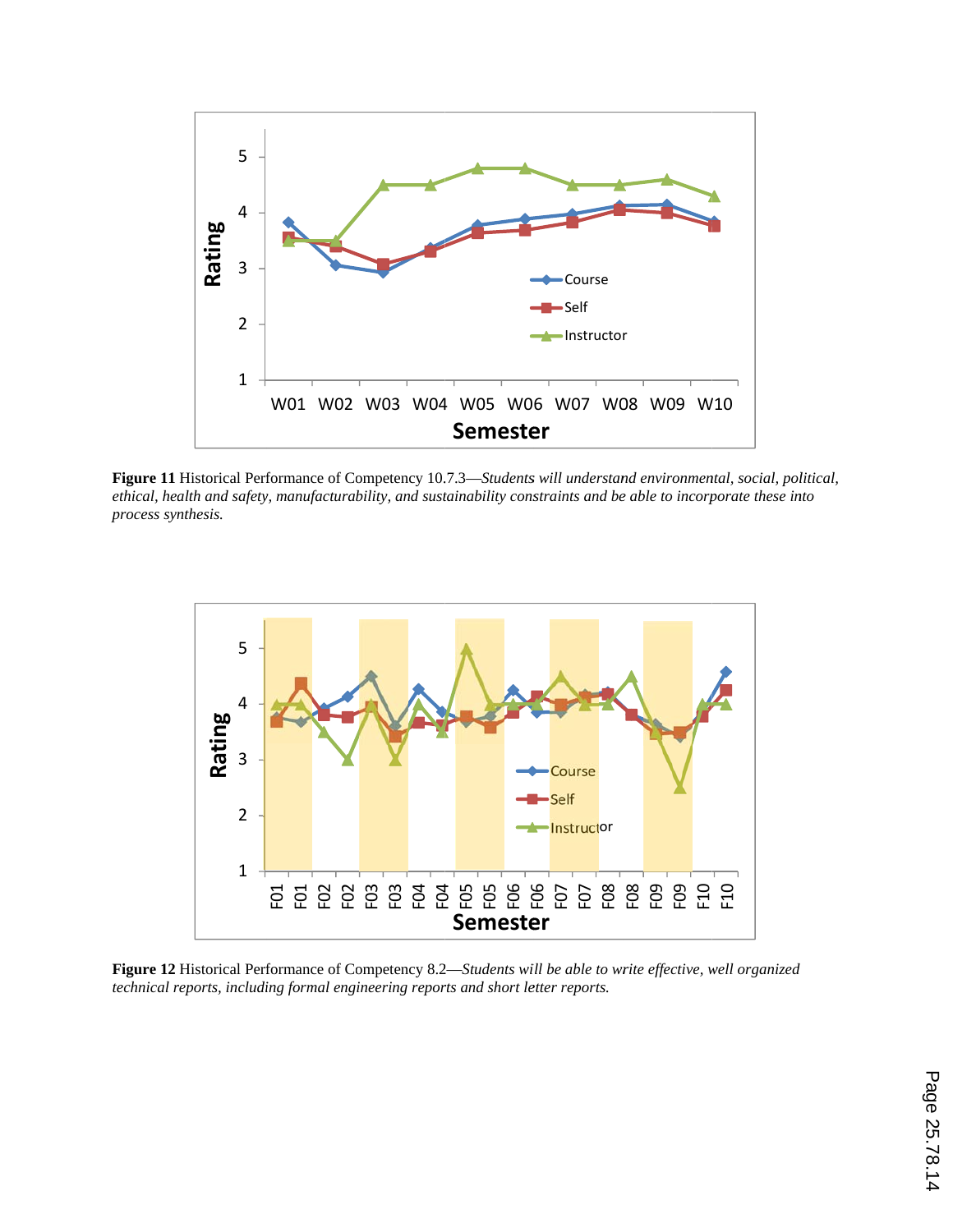**Figure 11** Historical Performance of Competency 10.7.3—*Students will understand environmental, social, political, ethical, health and safety, manufacturability, and sustainability constraints and be able to incorporate these into process synthesis.*

**Figure 12** Historical Performance of Competency 8.2—*Students will be able to write effective, well organized technical reports, including formal engineering reports and short letter reports.*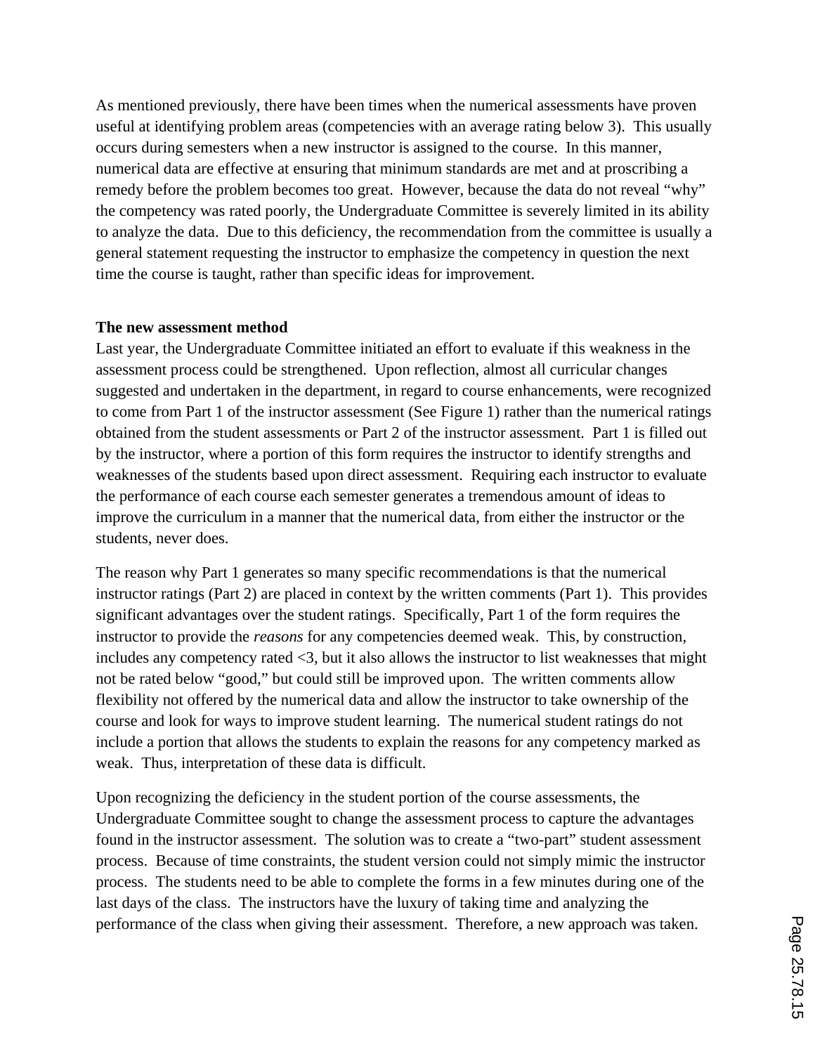As mentioned previously, there have been times when the numerical assessments have proven useful at identifying problem areas (competencies with an average rating below 3). This usually occurs during semesters when a new instructor is assigned to the course. In this manner, numerical data are effective at ensuring that minimum standards are met and at proscribing a remedy before the problem becomes too great. However, because the data do not reveal "why" the competency was rated poorly, the Undergraduate Committee is severely limited in its ability to analyze the data. Due to this deficiency, the recommendation from the committee is usually a general statement requesting the instructor to emphasize the competency in question the next time the course is taught, rather than specific ideas for improvement.

**The new assessment method**

Last year, the Undergraduate Committee initiated an effort to evaluate if this weakness in the assessment process could be strengthened. Upon reflection, almost all curricular changes suggested and undertaken in the department, in regard to course enhancements, were recognized to come from Part 1 of the instructor assessment (See Figure 1) rather than the numerical ratings obtained from the student assessments or Part 2 of the instructor assessment. Part 1 is filled out by the instructor, where a portion of this form requires the instructor to identify strengths and weaknesses of the students based upon direct assessment. Requiring each instructor to evaluate the performance of each course each semester generates a tremendous amount of ideas to improve the curriculum in a manner that the numerical data, from either the instructor or the students, never does.

The reason why Part 1 generates so many specific recommendations is that the numerical instructor ratings (Part 2) are placed in context by the written comments (Part 1). This provides significant advantages over the student ratings. Specifically, Part 1 of the form requires the instructor to provide the *reasons* for any competencies deemed weak. This, by construction, includes any competency rated <3, but it also allows the instructor to list weaknesses that might not be rated below "good," but could still be improved upon. The written comments allow flexibility not offered by the numerical data and allow the instructor to take ownership of the course and look for ways to improve student learning. The numerical student ratings do not include a portion that allows the students to explain the reasons for any competency marked as weak. Thus, interpretation of these data is difficult.

Upon recognizing the deficiency in the student portion of the course assessments, the Undergraduate Committee sought to change the assessment process to capture the advantages found in the instructor assessment. The solution was to create a "two-part" student assessment process. Because of time constraints, the student version could not simply mimic the instructor process. The students need to be able to complete the forms in a few minutes during one of the last days of the class. The instructors have the luxury of taking time and analyzing the performance of the class when giving their assessment. Therefore, a new approach was taken.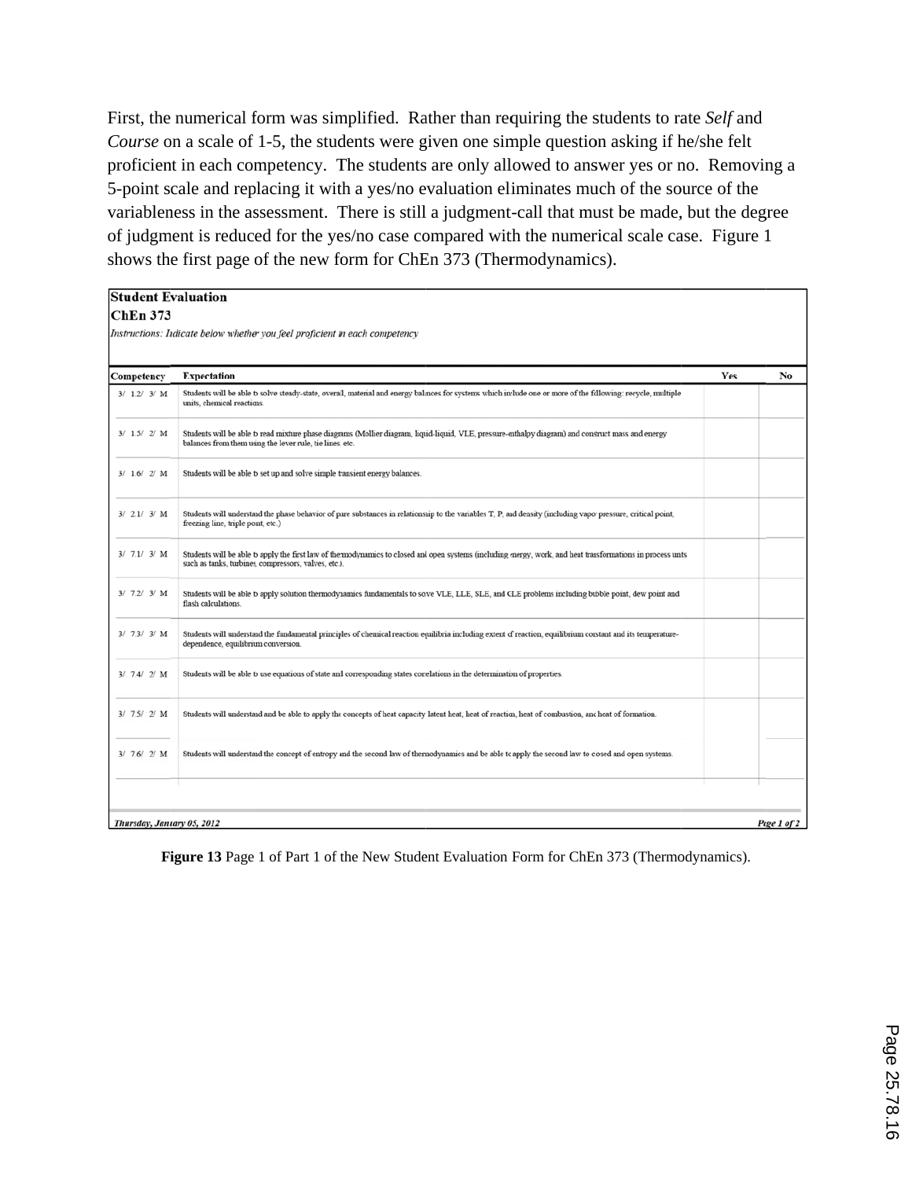First, the numerical form was simplified. Rather than requiring the students to rate *Self* and *Course* on a scale of 1-5, the students were given one simple question asking if he/she felt proficient in each competency. The students are only allowed to answer yes or no. Removing a 5-point scale and replacing it with a yes/no evaluation eliminates much of the source of the variableness in the assessment. There is still a judgment-call that must be made, but the degree of judgment is reduced for the yes/no case compared with the numerical scale case. Figure 1 shows the first page of the new form for ChEn 373 (Thermodynamics).

**Student Evaluation**

**ChEn 373**

*Instructions: Indicate below whether you feel proficient in each competency*

| Competency | Expectation | Yes | No |
|---|---|---|---|
| 3/ 1.2/ 3/ M | Students will be able to solve steady-state, overall, material and energy balances for systems which include one or more of the following: recycle, multiple units, chemical reactions. | | |
| 3/ 1.5/ 2/ M | Students will be able to read mixture phase diagrams (Mollier diagram, liquid-liquid, VLE, pressure-enthalpy diagram) and construct mass and energy balances from them using the lever rule, tie lines, etc. | | |
| 3/ 1.6/ 2/ M | Students will be able to set up and solve simple transient energy balances. | | |
| 3/ 2.1/ 3/ M | Students will understand the phase behavior of pure substances in relationship to the variables T, P, and density (including vapor pressure, critical point, freezing line, triple point, etc.) | | |
| 3/ 7.1/ 3/ M | Students will be able to apply the first law of thermodynamics to closed and open systems (including energy, work, and heat transformations in process units such as tanks, turbines, compressors, valves, etc.). | | |
| 3/ 7.2/ 3/ M | Students will be able to apply solution thermodynamics fundamentals to solve VLE, LLE, SLE, and CLE problems including bubble point, dew point and flash calculations. | | |
| 3/ 7.3/ 3/ M | Students will understand the fundamental principles of chemical reaction equilibria including extent of reaction, equilibrium constant and its temperature-dependence, equilibrium conversion. | | |
| 3/ 7.4/ 2/ M | Students will be able to use equations of state and corresponding states correlations in the determination of properties. | | |
| 3/ 7.5/ 2/ M | Students will understand and be able to apply the concepts of heat capacity latent heat, heat of reaction, heat of combustion, and heat of formation. | | |
| 3/ 7.6/ 2/ M | Students will understand the concept of entropy and the second law of thermodynamics and be able to apply the second law to closed and open systems. | | |

*Thursday, January 05, 2012* — *Page 1 of 2*

**Figure 13** Page 1 of Part 1 of the New Student Evaluation Form for ChEn 373 (Thermodynamics).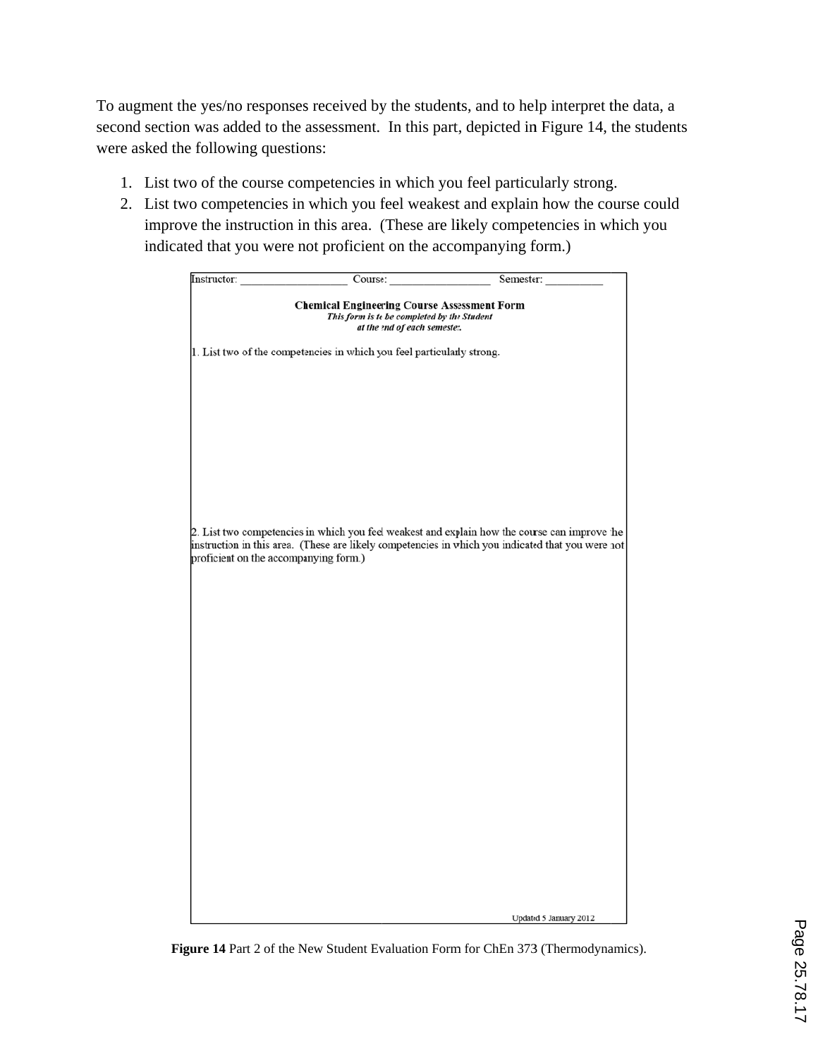To augment the yes/no responses received by the students, and to help interpret the data, a second section was added to the assessment. In this part, depicted in Figure 14, the students were asked the following questions:

1. List two of the course competencies in which you feel particularly strong.
2. List two competencies in which you feel weakest and explain how the course could improve the instruction in this area. (These are likely competencies in which you indicated that you were not proficient on the accompanying form.)

Instructor: ________________ Course: ________________ Semester: __________

**Chemical Engineering Course Assessment Form**

***This form is to be completed by the Student at the end of each semester.***

1. List two of the competencies in which you feel particularly strong.

2. List two competencies in which you feel weakest and explain how the course can improve the instruction in this area. (These are likely competencies in which you indicated that you were not proficient on the accompanying form.)

Updated 5 January 2012

**Figure 14** Part 2 of the New Student Evaluation Form for ChEn 373 (Thermodynamics).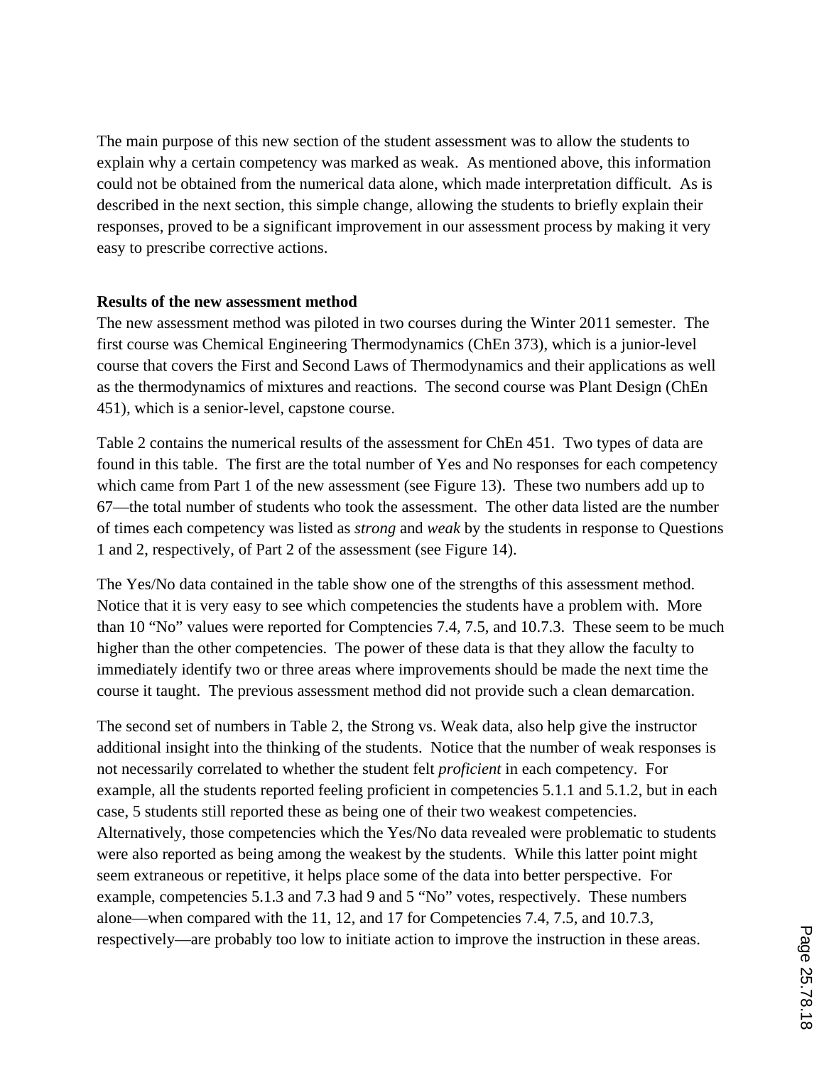The main purpose of this new section of the student assessment was to allow the students to explain why a certain competency was marked as weak. As mentioned above, this information could not be obtained from the numerical data alone, which made interpretation difficult. As is described in the next section, this simple change, allowing the students to briefly explain their responses, proved to be a significant improvement in our assessment process by making it very easy to prescribe corrective actions.

**Results of the new assessment method**

The new assessment method was piloted in two courses during the Winter 2011 semester. The first course was Chemical Engineering Thermodynamics (ChEn 373), which is a junior-level course that covers the First and Second Laws of Thermodynamics and their applications as well as the thermodynamics of mixtures and reactions. The second course was Plant Design (ChEn 451), which is a senior-level, capstone course.

Table 2 contains the numerical results of the assessment for ChEn 451. Two types of data are found in this table. The first are the total number of Yes and No responses for each competency which came from Part 1 of the new assessment (see Figure 13). These two numbers add up to 67—the total number of students who took the assessment. The other data listed are the number of times each competency was listed as *strong* and *weak* by the students in response to Questions 1 and 2, respectively, of Part 2 of the assessment (see Figure 14).

The Yes/No data contained in the table show one of the strengths of this assessment method. Notice that it is very easy to see which competencies the students have a problem with. More than 10 "No" values were reported for Comptencies 7.4, 7.5, and 10.7.3. These seem to be much higher than the other competencies. The power of these data is that they allow the faculty to immediately identify two or three areas where improvements should be made the next time the course it taught. The previous assessment method did not provide such a clean demarcation.

The second set of numbers in Table 2, the Strong vs. Weak data, also help give the instructor additional insight into the thinking of the students. Notice that the number of weak responses is not necessarily correlated to whether the student felt *proficient* in each competency. For example, all the students reported feeling proficient in competencies 5.1.1 and 5.1.2, but in each case, 5 students still reported these as being one of their two weakest competencies. Alternatively, those competencies which the Yes/No data revealed were problematic to students were also reported as being among the weakest by the students. While this latter point might seem extraneous or repetitive, it helps place some of the data into better perspective. For example, competencies 5.1.3 and 7.3 had 9 and 5 "No" votes, respectively. These numbers alone—when compared with the 11, 12, and 17 for Competencies 7.4, 7.5, and 10.7.3, respectively—are probably too low to initiate action to improve the instruction in these areas.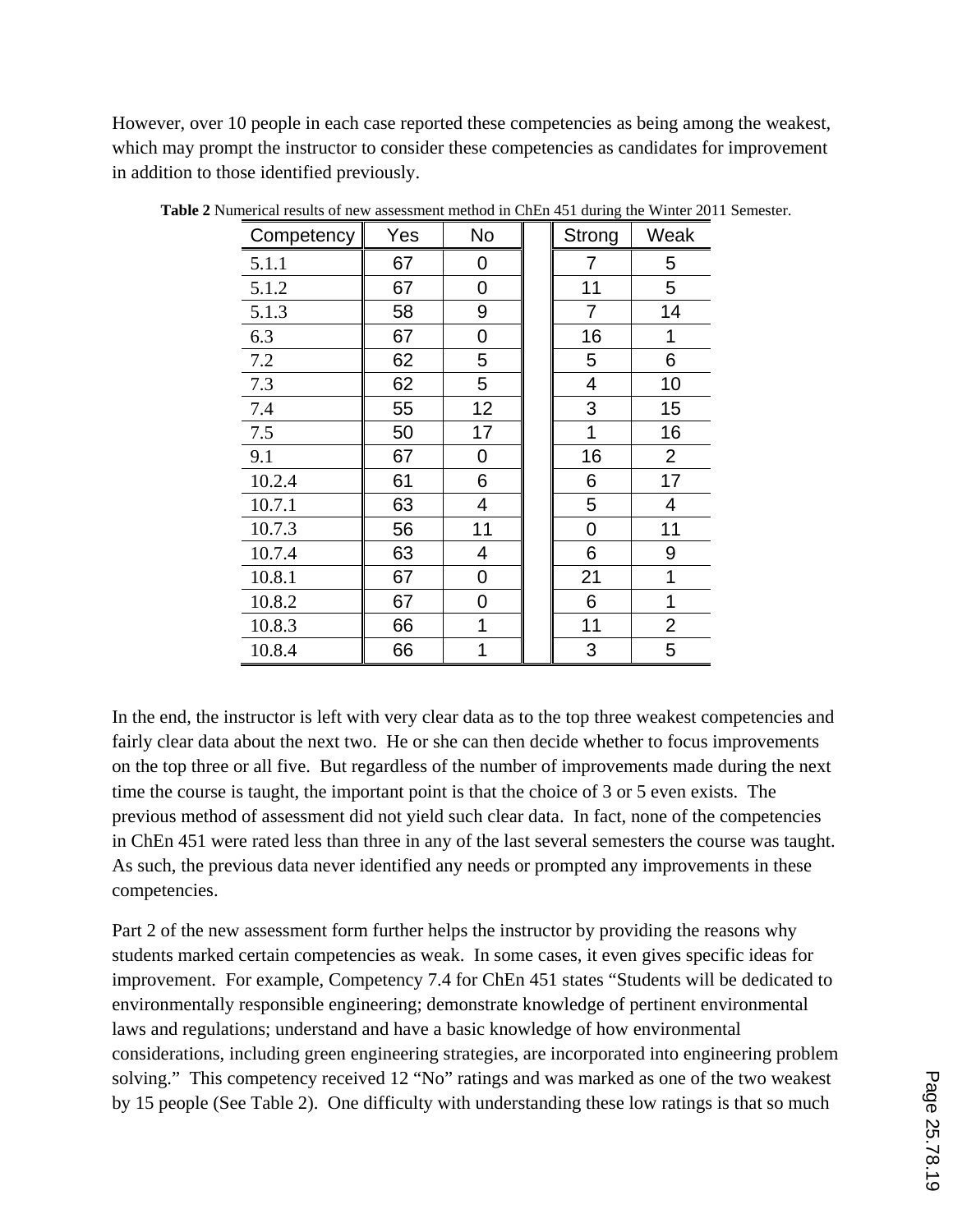However, over 10 people in each case reported these competencies as being among the weakest, which may prompt the instructor to consider these competencies as candidates for improvement in addition to those identified previously.

**Table 2** Numerical results of new assessment method in ChEn 451 during the Winter 2011 Semester.

| Competency | Yes | No | | Strong | Weak |
|---|---|---|---|---|---|
| 5.1.1 | 67 | 0 | | 7 | 5 |
| 5.1.2 | 67 | 0 | | 11 | 5 |
| 5.1.3 | 58 | 9 | | 7 | 14 |
| 6.3 | 67 | 0 | | 16 | 1 |
| 7.2 | 62 | 5 | | 5 | 6 |
| 7.3 | 62 | 5 | | 4 | 10 |
| 7.4 | 55 | 12 | | 3 | 15 |
| 7.5 | 50 | 17 | | 1 | 16 |
| 9.1 | 67 | 0 | | 16 | 2 |
| 10.2.4 | 61 | 6 | | 6 | 17 |
| 10.7.1 | 63 | 4 | | 5 | 4 |
| 10.7.3 | 56 | 11 | | 0 | 11 |
| 10.7.4 | 63 | 4 | | 6 | 9 |
| 10.8.1 | 67 | 0 | | 21 | 1 |
| 10.8.2 | 67 | 0 | | 6 | 1 |
| 10.8.3 | 66 | 1 | | 11 | 2 |
| 10.8.4 | 66 | 1 | | 3 | 5 |

In the end, the instructor is left with very clear data as to the top three weakest competencies and fairly clear data about the next two. He or she can then decide whether to focus improvements on the top three or all five. But regardless of the number of improvements made during the next time the course is taught, the important point is that the choice of 3 or 5 even exists. The previous method of assessment did not yield such clear data. In fact, none of the competencies in ChEn 451 were rated less than three in any of the last several semesters the course was taught. As such, the previous data never identified any needs or prompted any improvements in these competencies.

Part 2 of the new assessment form further helps the instructor by providing the reasons why students marked certain competencies as weak. In some cases, it even gives specific ideas for improvement. For example, Competency 7.4 for ChEn 451 states "Students will be dedicated to environmentally responsible engineering; demonstrate knowledge of pertinent environmental laws and regulations; understand and have a basic knowledge of how environmental considerations, including green engineering strategies, are incorporated into engineering problem solving." This competency received 12 "No" ratings and was marked as one of the two weakest by 15 people (See Table 2). One difficulty with understanding these low ratings is that so much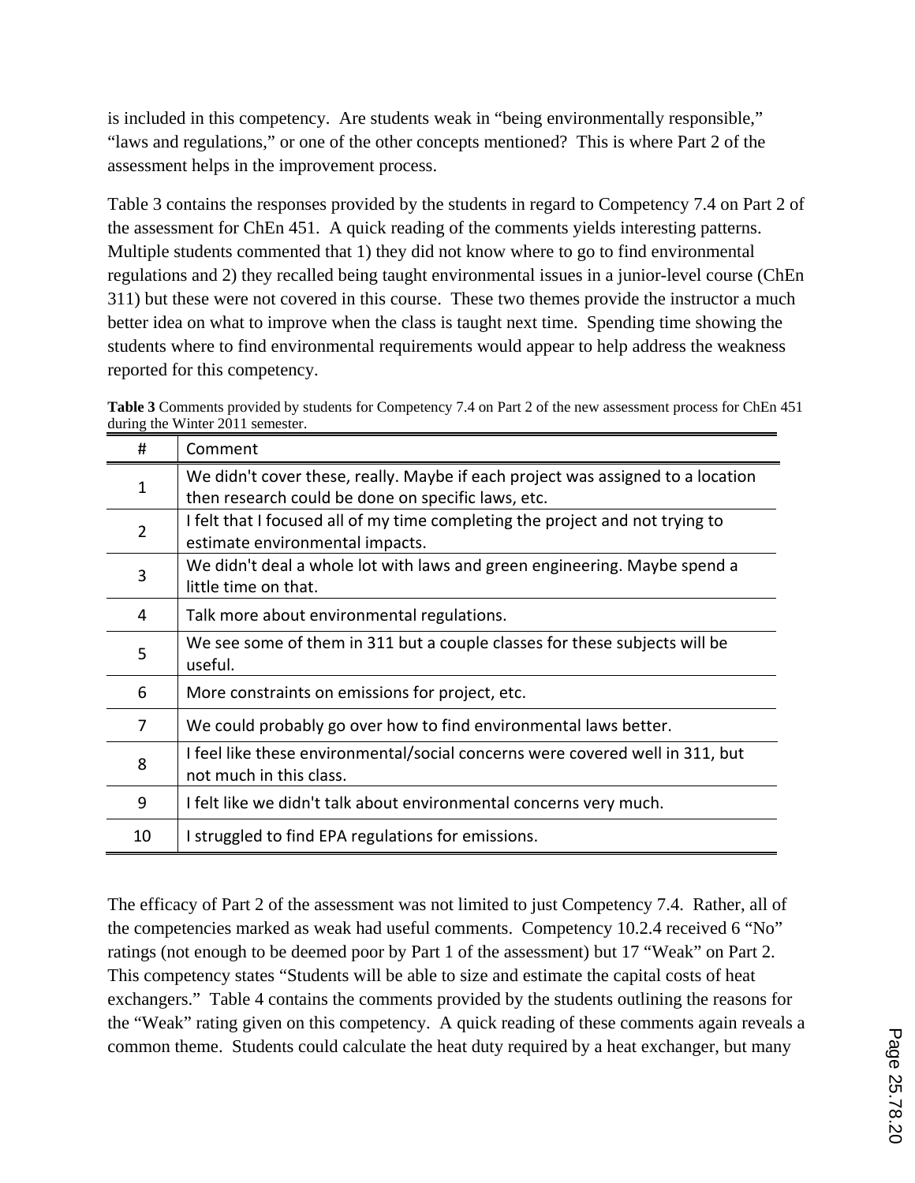is included in this competency. Are students weak in "being environmentally responsible," "laws and regulations," or one of the other concepts mentioned? This is where Part 2 of the assessment helps in the improvement process.

Table 3 contains the responses provided by the students in regard to Competency 7.4 on Part 2 of the assessment for ChEn 451. A quick reading of the comments yields interesting patterns. Multiple students commented that 1) they did not know where to go to find environmental regulations and 2) they recalled being taught environmental issues in a junior-level course (ChEn 311) but these were not covered in this course. These two themes provide the instructor a much better idea on what to improve when the class is taught next time. Spending time showing the students where to find environmental requirements would appear to help address the weakness reported for this competency.

**Table 3** Comments provided by students for Competency 7.4 on Part 2 of the new assessment process for ChEn 451 during the Winter 2011 semester.

| # | Comment |
|---|---|
| 1 | We didn't cover these, really. Maybe if each project was assigned to a location then research could be done on specific laws, etc. |
| 2 | I felt that I focused all of my time completing the project and not trying to estimate environmental impacts. |
| 3 | We didn't deal a whole lot with laws and green engineering. Maybe spend a little time on that. |
| 4 | Talk more about environmental regulations. |
| 5 | We see some of them in 311 but a couple classes for these subjects will be useful. |
| 6 | More constraints on emissions for project, etc. |
| 7 | We could probably go over how to find environmental laws better. |
| 8 | I feel like these environmental/social concerns were covered well in 311, but not much in this class. |
| 9 | I felt like we didn't talk about environmental concerns very much. |
| 10 | I struggled to find EPA regulations for emissions. |

The efficacy of Part 2 of the assessment was not limited to just Competency 7.4. Rather, all of the competencies marked as weak had useful comments. Competency 10.2.4 received 6 "No" ratings (not enough to be deemed poor by Part 1 of the assessment) but 17 "Weak" on Part 2. This competency states "Students will be able to size and estimate the capital costs of heat exchangers." Table 4 contains the comments provided by the students outlining the reasons for the "Weak" rating given on this competency. A quick reading of these comments again reveals a common theme. Students could calculate the heat duty required by a heat exchanger, but many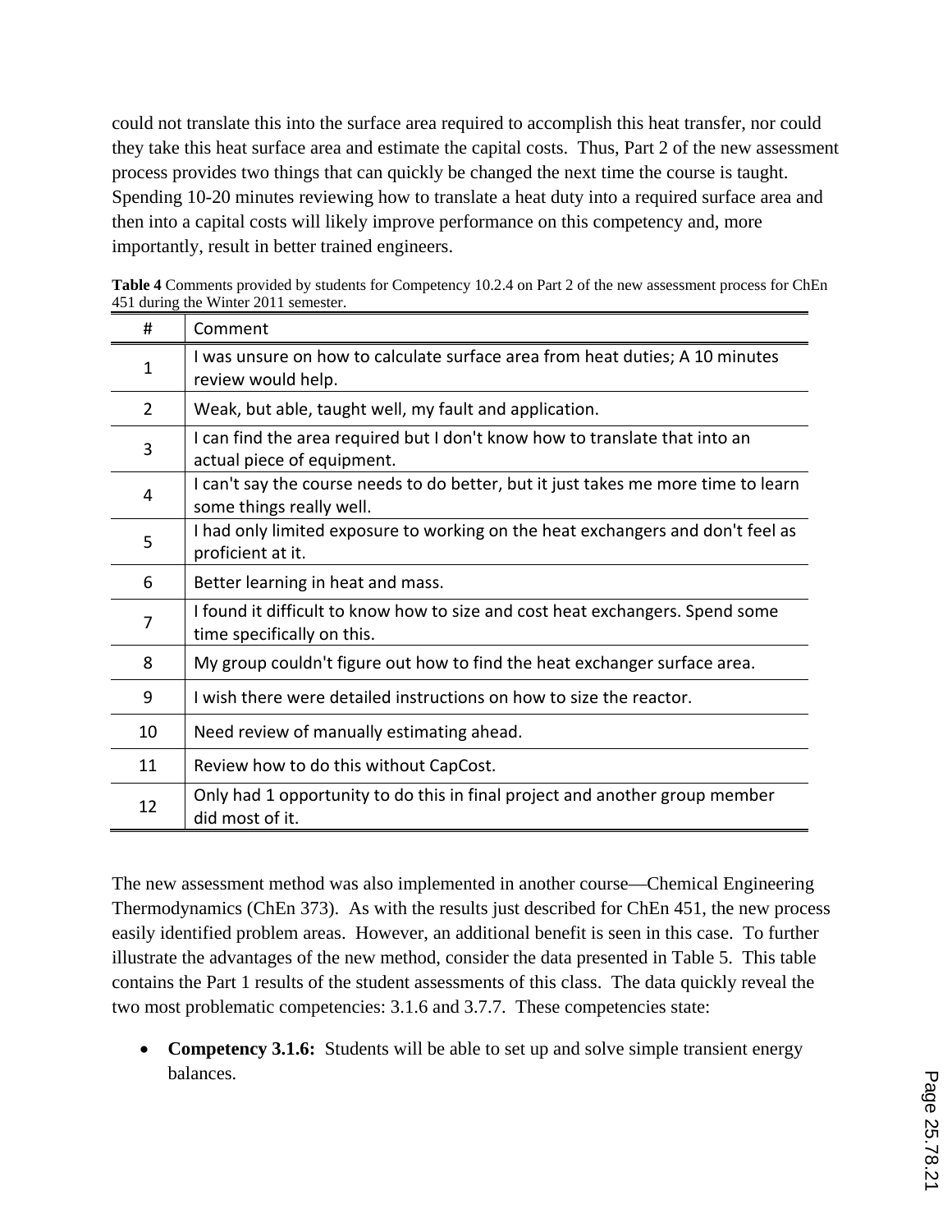could not translate this into the surface area required to accomplish this heat transfer, nor could they take this heat surface area and estimate the capital costs. Thus, Part 2 of the new assessment process provides two things that can quickly be changed the next time the course is taught. Spending 10-20 minutes reviewing how to translate a heat duty into a required surface area and then into a capital costs will likely improve performance on this competency and, more importantly, result in better trained engineers.

**Table 4** Comments provided by students for Competency 10.2.4 on Part 2 of the new assessment process for ChEn 451 during the Winter 2011 semester.

| # | Comment |
|---|---|
| 1 | I was unsure on how to calculate surface area from heat duties; A 10 minutes review would help. |
| 2 | Weak, but able, taught well, my fault and application. |
| 3 | I can find the area required but I don't know how to translate that into an actual piece of equipment. |
| 4 | I can't say the course needs to do better, but it just takes me more time to learn some things really well. |
| 5 | I had only limited exposure to working on the heat exchangers and don't feel as proficient at it. |
| 6 | Better learning in heat and mass. |
| 7 | I found it difficult to know how to size and cost heat exchangers. Spend some time specifically on this. |
| 8 | My group couldn't figure out how to find the heat exchanger surface area. |
| 9 | I wish there were detailed instructions on how to size the reactor. |
| 10 | Need review of manually estimating ahead. |
| 11 | Review how to do this without CapCost. |
| 12 | Only had 1 opportunity to do this in final project and another group member did most of it. |

The new assessment method was also implemented in another course—Chemical Engineering Thermodynamics (ChEn 373). As with the results just described for ChEn 451, the new process easily identified problem areas. However, an additional benefit is seen in this case. To further illustrate the advantages of the new method, consider the data presented in Table 5. This table contains the Part 1 results of the student assessments of this class. The data quickly reveal the two most problematic competencies: 3.1.6 and 3.7.7. These competencies state:

- **Competency 3.1.6:** Students will be able to set up and solve simple transient energy balances.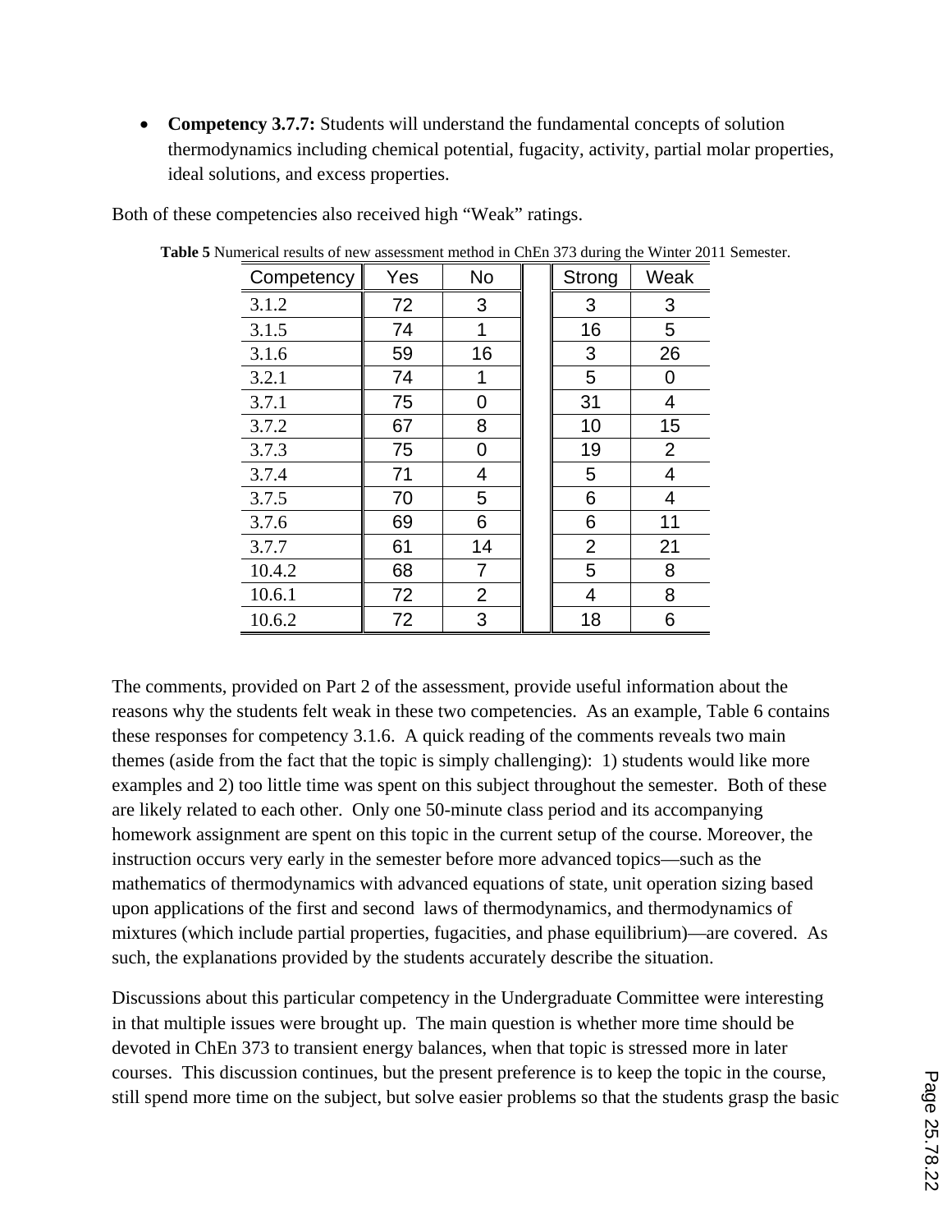- **Competency 3.7.7:** Students will understand the fundamental concepts of solution thermodynamics including chemical potential, fugacity, activity, partial molar properties, ideal solutions, and excess properties.

Both of these competencies also received high "Weak" ratings.

**Table 5** Numerical results of new assessment method in ChEn 373 during the Winter 2011 Semester.

| Competency | Yes | No | | Strong | Weak |
|---|---|---|---|---|---|
| 3.1.2 | 72 | 3 | | 3 | 3 |
| 3.1.5 | 74 | 1 | | 16 | 5 |
| 3.1.6 | 59 | 16 | | 3 | 26 |
| 3.2.1 | 74 | 1 | | 5 | 0 |
| 3.7.1 | 75 | 0 | | 31 | 4 |
| 3.7.2 | 67 | 8 | | 10 | 15 |
| 3.7.3 | 75 | 0 | | 19 | 2 |
| 3.7.4 | 71 | 4 | | 5 | 4 |
| 3.7.5 | 70 | 5 | | 6 | 4 |
| 3.7.6 | 69 | 6 | | 6 | 11 |
| 3.7.7 | 61 | 14 | | 2 | 21 |
| 10.4.2 | 68 | 7 | | 5 | 8 |
| 10.6.1 | 72 | 2 | | 4 | 8 |
| 10.6.2 | 72 | 3 | | 18 | 6 |

The comments, provided on Part 2 of the assessment, provide useful information about the reasons why the students felt weak in these two competencies. As an example, Table 6 contains these responses for competency 3.1.6. A quick reading of the comments reveals two main themes (aside from the fact that the topic is simply challenging): 1) students would like more examples and 2) too little time was spent on this subject throughout the semester. Both of these are likely related to each other. Only one 50-minute class period and its accompanying homework assignment are spent on this topic in the current setup of the course. Moreover, the instruction occurs very early in the semester before more advanced topics—such as the mathematics of thermodynamics with advanced equations of state, unit operation sizing based upon applications of the first and second laws of thermodynamics, and thermodynamics of mixtures (which include partial properties, fugacities, and phase equilibrium)—are covered. As such, the explanations provided by the students accurately describe the situation.

Discussions about this particular competency in the Undergraduate Committee were interesting in that multiple issues were brought up. The main question is whether more time should be devoted in ChEn 373 to transient energy balances, when that topic is stressed more in later courses. This discussion continues, but the present preference is to keep the topic in the course, still spend more time on the subject, but solve easier problems so that the students grasp the basic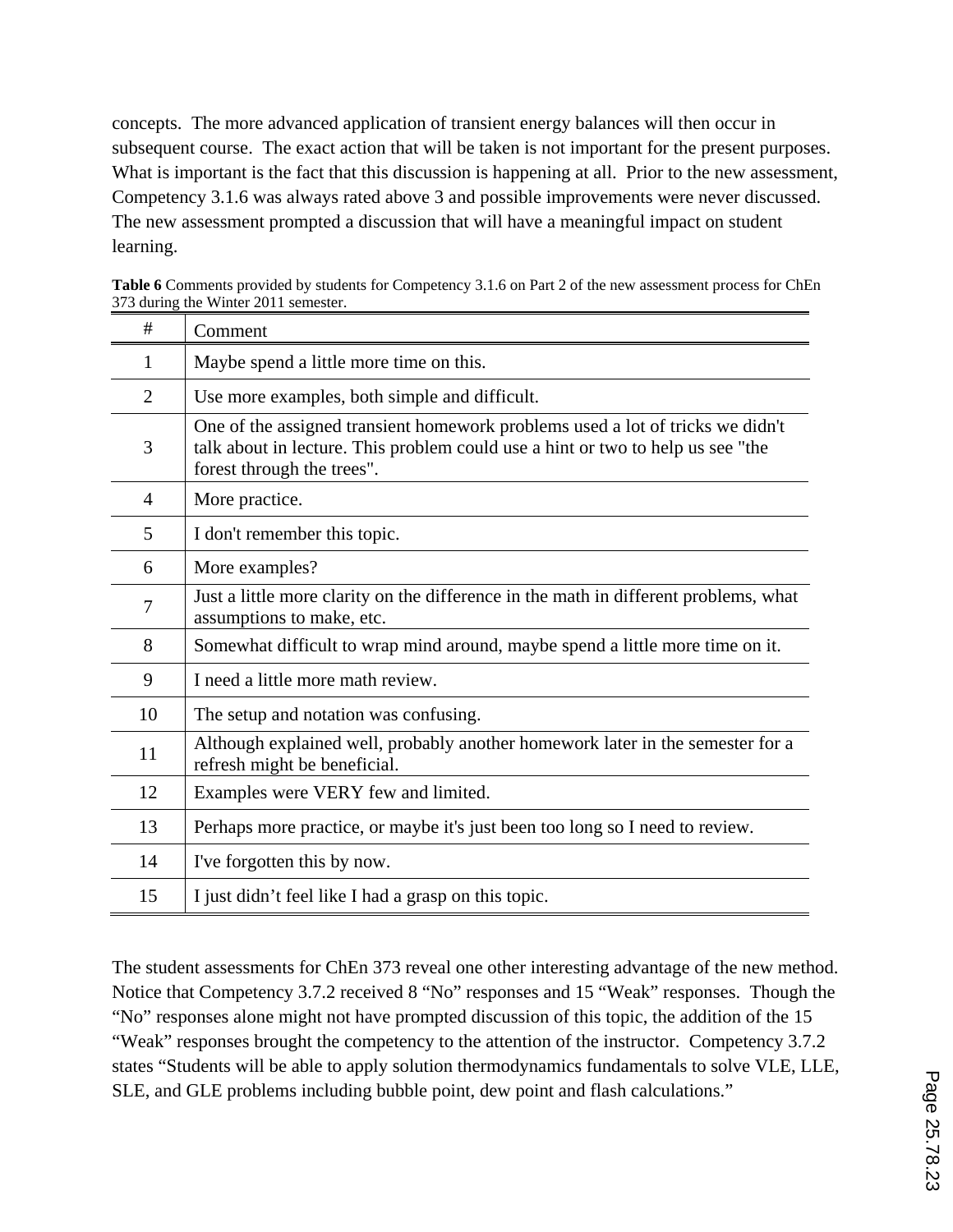concepts. The more advanced application of transient energy balances will then occur in subsequent course. The exact action that will be taken is not important for the present purposes. What is important is the fact that this discussion is happening at all. Prior to the new assessment, Competency 3.1.6 was always rated above 3 and possible improvements were never discussed. The new assessment prompted a discussion that will have a meaningful impact on student learning.

**Table 6** Comments provided by students for Competency 3.1.6 on Part 2 of the new assessment process for ChEn 373 during the Winter 2011 semester.

| # | Comment |
|---|---|
| 1 | Maybe spend a little more time on this. |
| 2 | Use more examples, both simple and difficult. |
| 3 | One of the assigned transient homework problems used a lot of tricks we didn't talk about in lecture. This problem could use a hint or two to help us see "the forest through the trees". |
| 4 | More practice. |
| 5 | I don't remember this topic. |
| 6 | More examples? |
| 7 | Just a little more clarity on the difference in the math in different problems, what assumptions to make, etc. |
| 8 | Somewhat difficult to wrap mind around, maybe spend a little more time on it. |
| 9 | I need a little more math review. |
| 10 | The setup and notation was confusing. |
| 11 | Although explained well, probably another homework later in the semester for a refresh might be beneficial. |
| 12 | Examples were VERY few and limited. |
| 13 | Perhaps more practice, or maybe it's just been too long so I need to review. |
| 14 | I've forgotten this by now. |
| 15 | I just didn't feel like I had a grasp on this topic. |

The student assessments for ChEn 373 reveal one other interesting advantage of the new method. Notice that Competency 3.7.2 received 8 "No" responses and 15 "Weak" responses. Though the "No" responses alone might not have prompted discussion of this topic, the addition of the 15 "Weak" responses brought the competency to the attention of the instructor. Competency 3.7.2 states "Students will be able to apply solution thermodynamics fundamentals to solve VLE, LLE, SLE, and GLE problems including bubble point, dew point and flash calculations."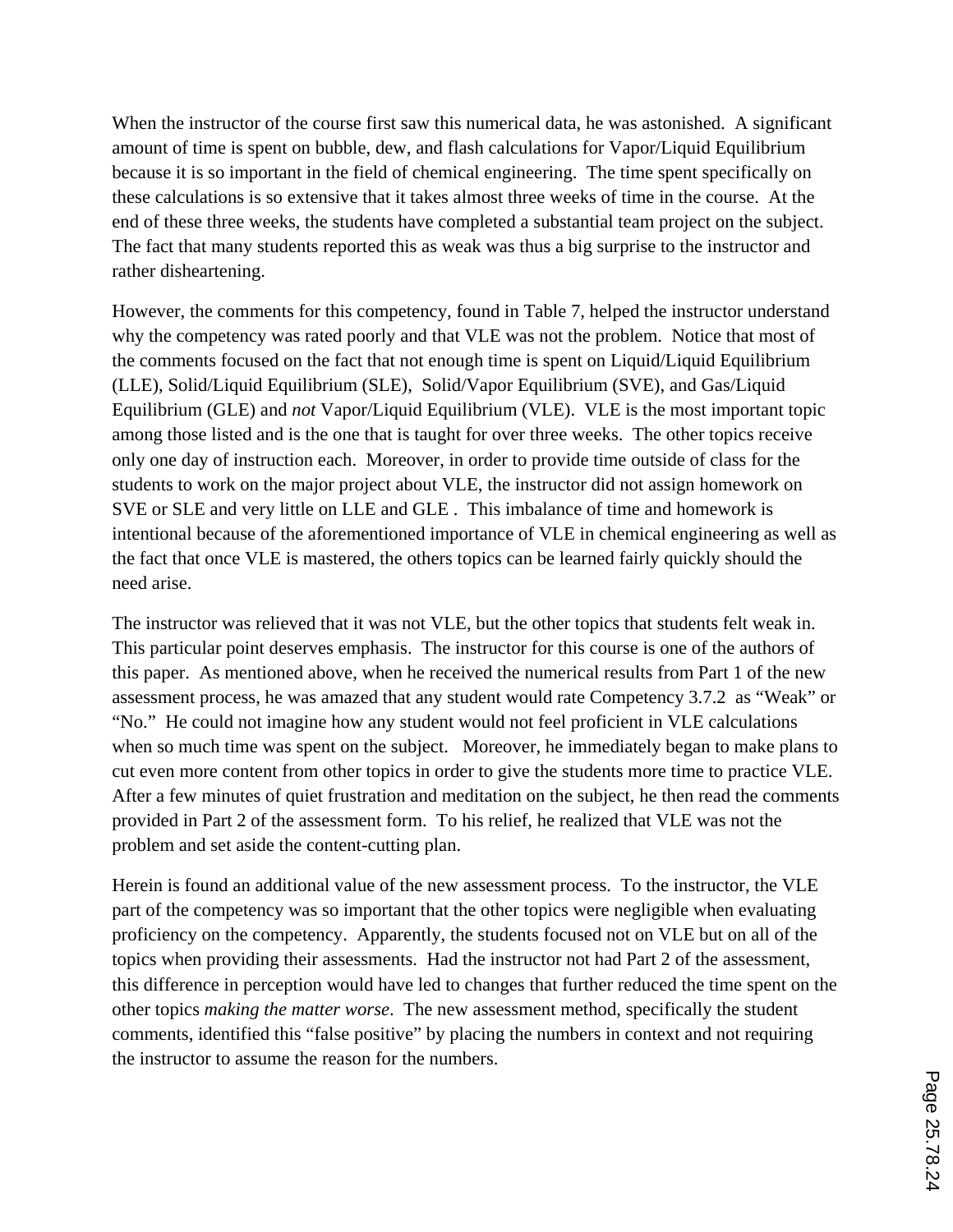When the instructor of the course first saw this numerical data, he was astonished. A significant amount of time is spent on bubble, dew, and flash calculations for Vapor/Liquid Equilibrium because it is so important in the field of chemical engineering. The time spent specifically on these calculations is so extensive that it takes almost three weeks of time in the course. At the end of these three weeks, the students have completed a substantial team project on the subject. The fact that many students reported this as weak was thus a big surprise to the instructor and rather disheartening.

However, the comments for this competency, found in Table 7, helped the instructor understand why the competency was rated poorly and that VLE was not the problem. Notice that most of the comments focused on the fact that not enough time is spent on Liquid/Liquid Equilibrium (LLE), Solid/Liquid Equilibrium (SLE), Solid/Vapor Equilibrium (SVE), and Gas/Liquid Equilibrium (GLE) and *not* Vapor/Liquid Equilibrium (VLE). VLE is the most important topic among those listed and is the one that is taught for over three weeks. The other topics receive only one day of instruction each. Moreover, in order to provide time outside of class for the students to work on the major project about VLE, the instructor did not assign homework on SVE or SLE and very little on LLE and GLE . This imbalance of time and homework is intentional because of the aforementioned importance of VLE in chemical engineering as well as the fact that once VLE is mastered, the others topics can be learned fairly quickly should the need arise.

The instructor was relieved that it was not VLE, but the other topics that students felt weak in. This particular point deserves emphasis. The instructor for this course is one of the authors of this paper. As mentioned above, when he received the numerical results from Part 1 of the new assessment process, he was amazed that any student would rate Competency 3.7.2 as "Weak" or "No." He could not imagine how any student would not feel proficient in VLE calculations when so much time was spent on the subject. Moreover, he immediately began to make plans to cut even more content from other topics in order to give the students more time to practice VLE. After a few minutes of quiet frustration and meditation on the subject, he then read the comments provided in Part 2 of the assessment form. To his relief, he realized that VLE was not the problem and set aside the content-cutting plan.

Herein is found an additional value of the new assessment process. To the instructor, the VLE part of the competency was so important that the other topics were negligible when evaluating proficiency on the competency. Apparently, the students focused not on VLE but on all of the topics when providing their assessments. Had the instructor not had Part 2 of the assessment, this difference in perception would have led to changes that further reduced the time spent on the other topics *making the matter worse*. The new assessment method, specifically the student comments, identified this "false positive" by placing the numbers in context and not requiring the instructor to assume the reason for the numbers.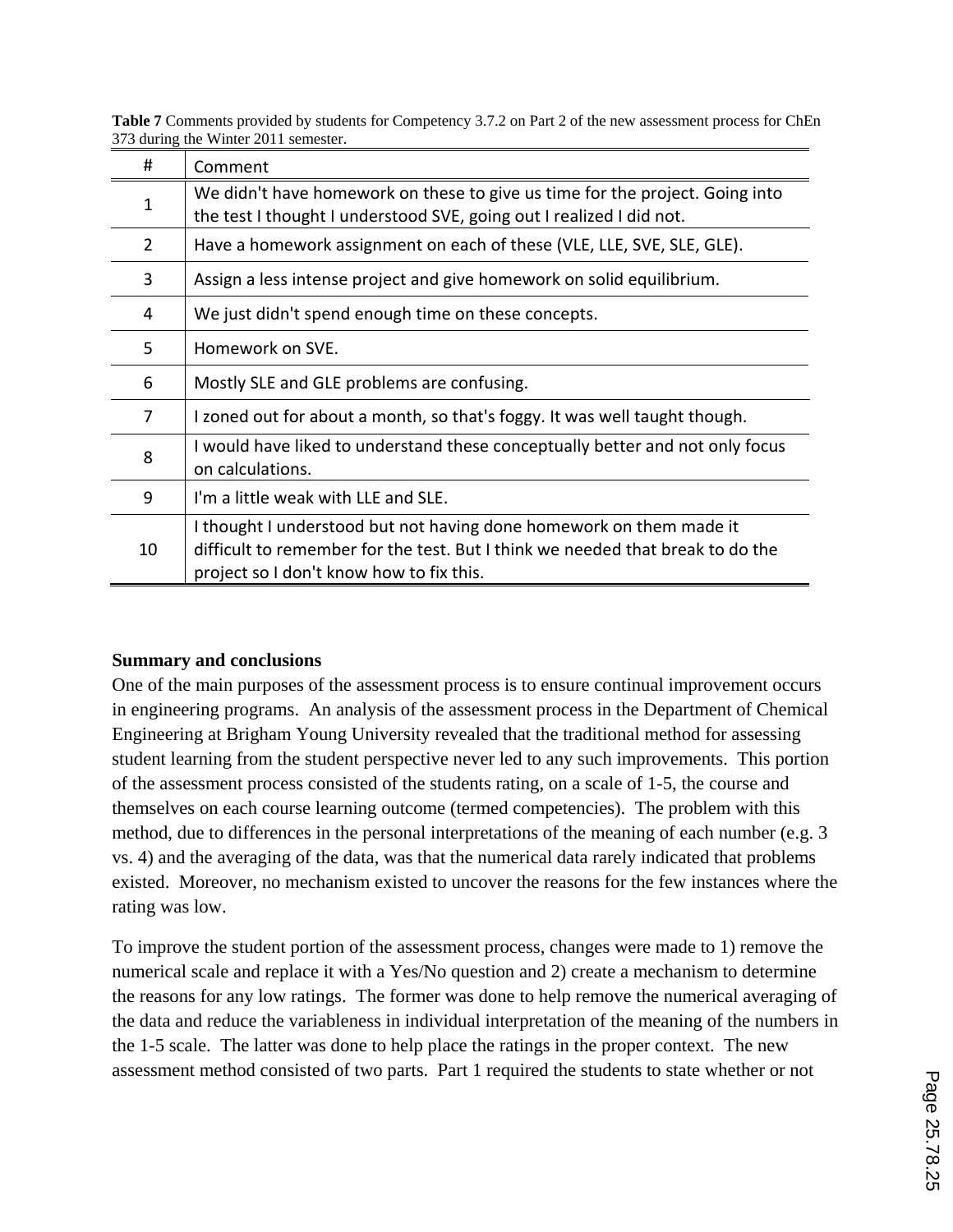**Table 7** Comments provided by students for Competency 3.7.2 on Part 2 of the new assessment process for ChEn 373 during the Winter 2011 semester.

| # | Comment |
|---|---|
| 1 | We didn't have homework on these to give us time for the project. Going into the test I thought I understood SVE, going out I realized I did not. |
| 2 | Have a homework assignment on each of these (VLE, LLE, SVE, SLE, GLE). |
| 3 | Assign a less intense project and give homework on solid equilibrium. |
| 4 | We just didn't spend enough time on these concepts. |
| 5 | Homework on SVE. |
| 6 | Mostly SLE and GLE problems are confusing. |
| 7 | I zoned out for about a month, so that's foggy. It was well taught though. |
| 8 | I would have liked to understand these conceptually better and not only focus on calculations. |
| 9 | I'm a little weak with LLE and SLE. |
| 10 | I thought I understood but not having done homework on them made it difficult to remember for the test. But I think we needed that break to do the project so I don't know how to fix this. |

**Summary and conclusions**

One of the main purposes of the assessment process is to ensure continual improvement occurs in engineering programs. An analysis of the assessment process in the Department of Chemical Engineering at Brigham Young University revealed that the traditional method for assessing student learning from the student perspective never led to any such improvements. This portion of the assessment process consisted of the students rating, on a scale of 1-5, the course and themselves on each course learning outcome (termed competencies). The problem with this method, due to differences in the personal interpretations of the meaning of each number (e.g. 3 vs. 4) and the averaging of the data, was that the numerical data rarely indicated that problems existed. Moreover, no mechanism existed to uncover the reasons for the few instances where the rating was low.

To improve the student portion of the assessment process, changes were made to 1) remove the numerical scale and replace it with a Yes/No question and 2) create a mechanism to determine the reasons for any low ratings. The former was done to help remove the numerical averaging of the data and reduce the variableness in individual interpretation of the meaning of the numbers in the 1-5 scale. The latter was done to help place the ratings in the proper context. The new assessment method consisted of two parts. Part 1 required the students to state whether or not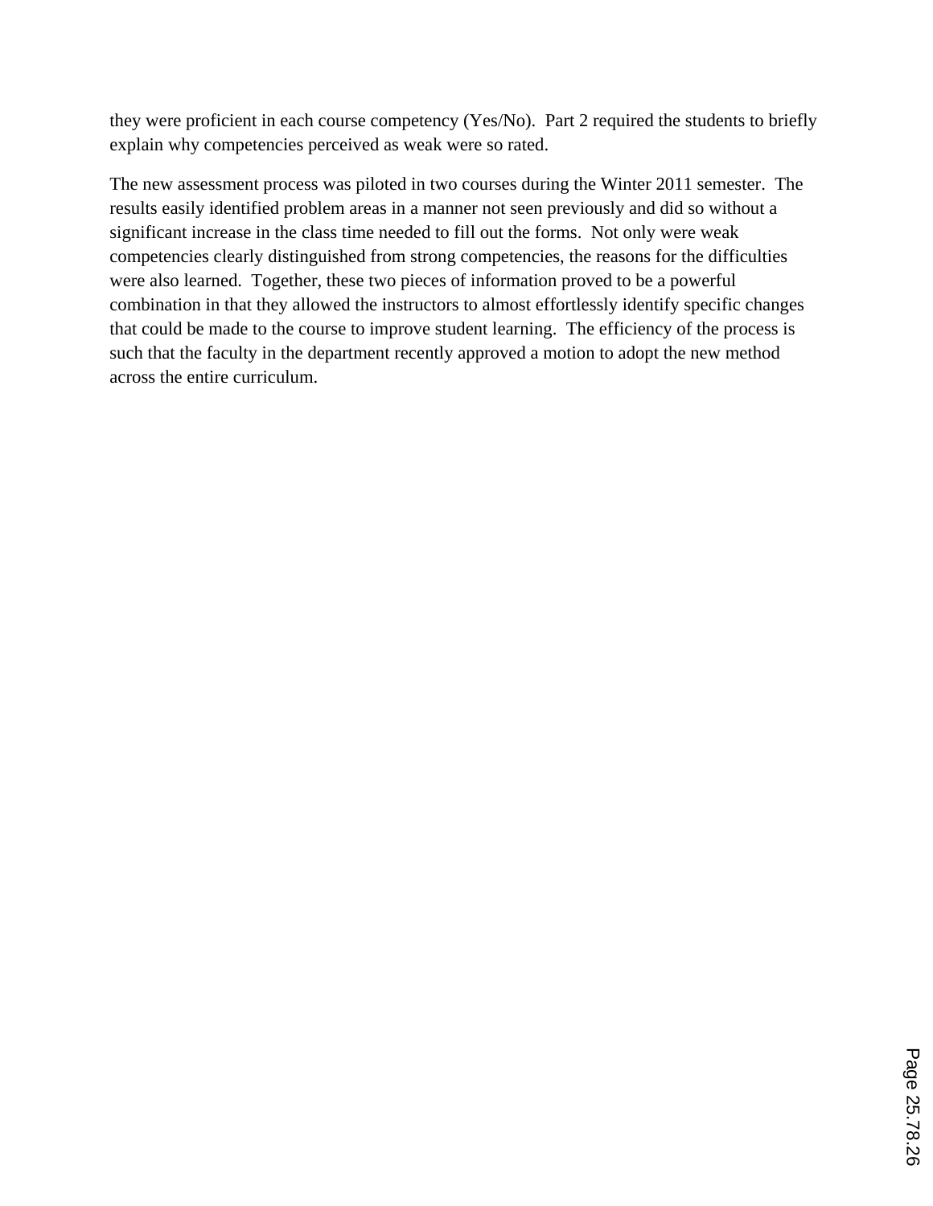they were proficient in each course competency (Yes/No). Part 2 required the students to briefly explain why competencies perceived as weak were so rated.

The new assessment process was piloted in two courses during the Winter 2011 semester. The results easily identified problem areas in a manner not seen previously and did so without a significant increase in the class time needed to fill out the forms. Not only were weak competencies clearly distinguished from strong competencies, the reasons for the difficulties were also learned. Together, these two pieces of information proved to be a powerful combination in that they allowed the instructors to almost effortlessly identify specific changes that could be made to the course to improve student learning. The efficiency of the process is such that the faculty in the department recently approved a motion to adopt the new method across the entire curriculum.